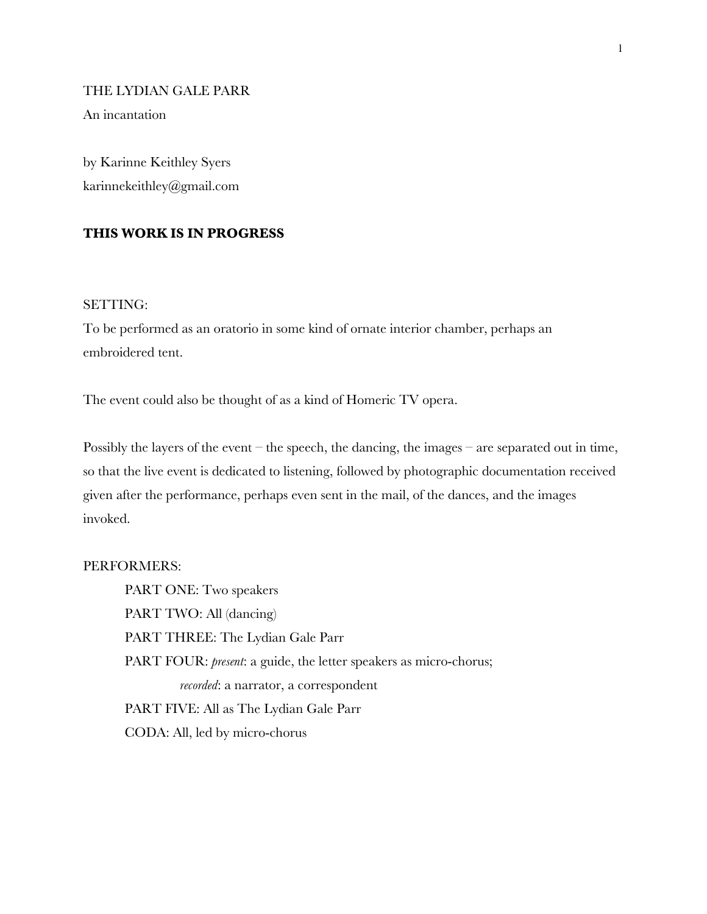# THE LYDIAN GALE PARR

An incantation

by Karinne Keithley Syers
karinnekeithley@gmail.com

**THIS WORK IS IN PROGRESS**

SETTING:
To be performed as an oratorio in some kind of ornate interior chamber, perhaps an embroidered tent.

The event could also be thought of as a kind of Homeric TV opera.

Possibly the layers of the event – the speech, the dancing, the images – are separated out in time, so that the live event is dedicated to listening, followed by photographic documentation received given after the performance, perhaps even sent in the mail, of the dances, and the images invoked.

PERFORMERS:

PART ONE: Two speakers
PART TWO: All (dancing)
PART THREE: The Lydian Gale Parr
PART FOUR: *present*: a guide, the letter speakers as micro-chorus;
*recorded*: a narrator, a correspondent
PART FIVE: All as The Lydian Gale Parr
CODA: All, led by micro-chorus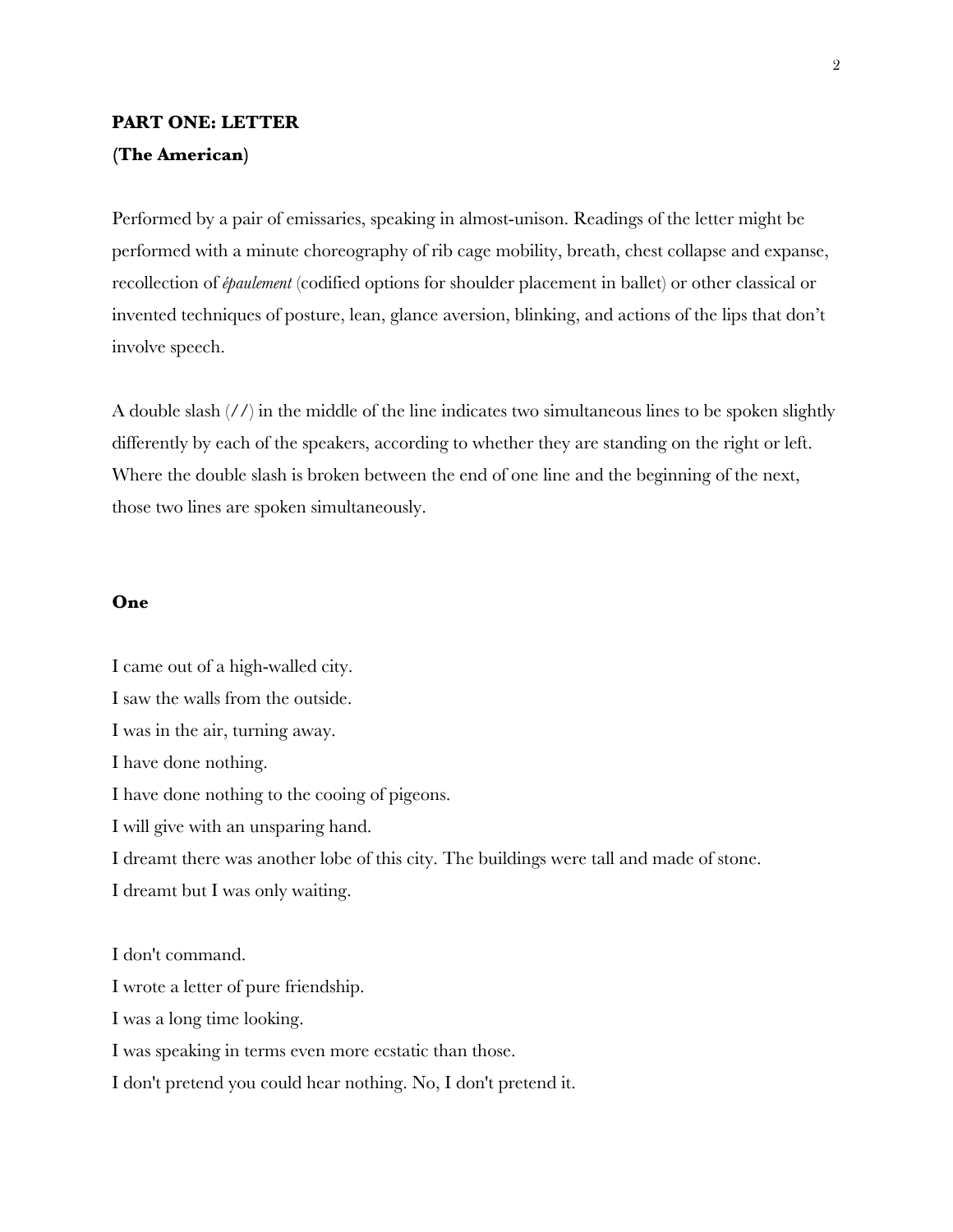**PART ONE: LETTER**

**(The American)**

Performed by a pair of emissaries, speaking in almost-unison. Readings of the letter might be performed with a minute choreography of rib cage mobility, breath, chest collapse and expanse, recollection of *épaulement* (codified options for shoulder placement in ballet) or other classical or invented techniques of posture, lean, glance aversion, blinking, and actions of the lips that don't involve speech.

A double slash (//) in the middle of the line indicates two simultaneous lines to be spoken slightly differently by each of the speakers, according to whether they are standing on the right or left. Where the double slash is broken between the end of one line and the beginning of the next, those two lines are spoken simultaneously.

**One**

I came out of a high-walled city.
I saw the walls from the outside.
I was in the air, turning away.
I have done nothing.
I have done nothing to the cooing of pigeons.
I will give with an unsparing hand.
I dreamt there was another lobe of this city. The buildings were tall and made of stone.
I dreamt but I was only waiting.

I don't command.
I wrote a letter of pure friendship.
I was a long time looking.
I was speaking in terms even more ecstatic than those.
I don't pretend you could hear nothing. No, I don't pretend it.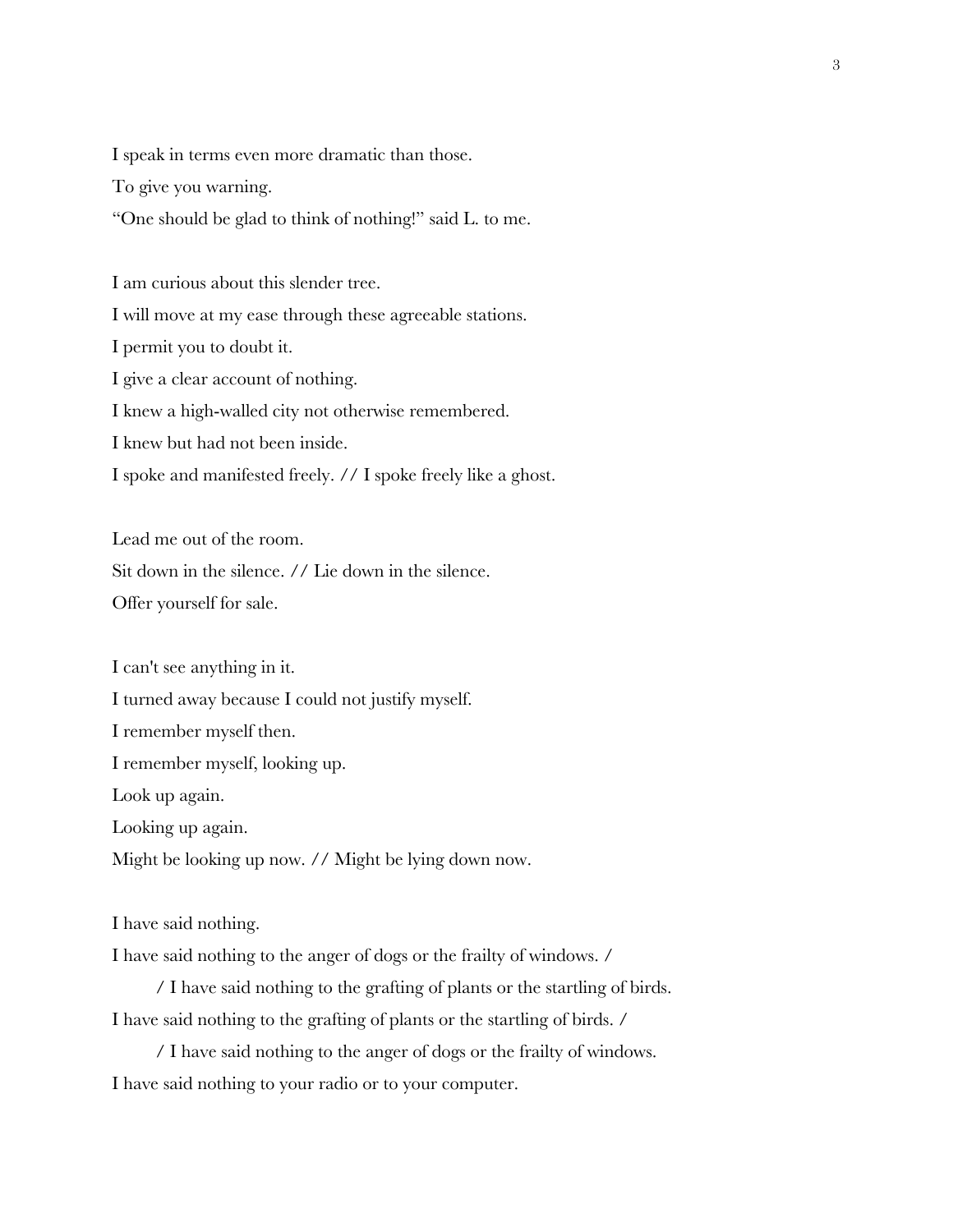I speak in terms even more dramatic than those.

To give you warning.

"One should be glad to think of nothing!" said L. to me.

I am curious about this slender tree.

I will move at my ease through these agreeable stations.

I permit you to doubt it.

I give a clear account of nothing.

I knew a high-walled city not otherwise remembered.

I knew but had not been inside.

I spoke and manifested freely. // I spoke freely like a ghost.

Lead me out of the room.

Sit down in the silence. // Lie down in the silence.

Offer yourself for sale.

I can't see anything in it.

I turned away because I could not justify myself.

I remember myself then.

I remember myself, looking up.

Look up again.

Looking up again.

Might be looking up now. // Might be lying down now.

I have said nothing.

I have said nothing to the anger of dogs or the frailty of windows. /

    / I have said nothing to the grafting of plants or the startling of birds.

I have said nothing to the grafting of plants or the startling of birds. /

    / I have said nothing to the anger of dogs or the frailty of windows.

I have said nothing to your radio or to your computer.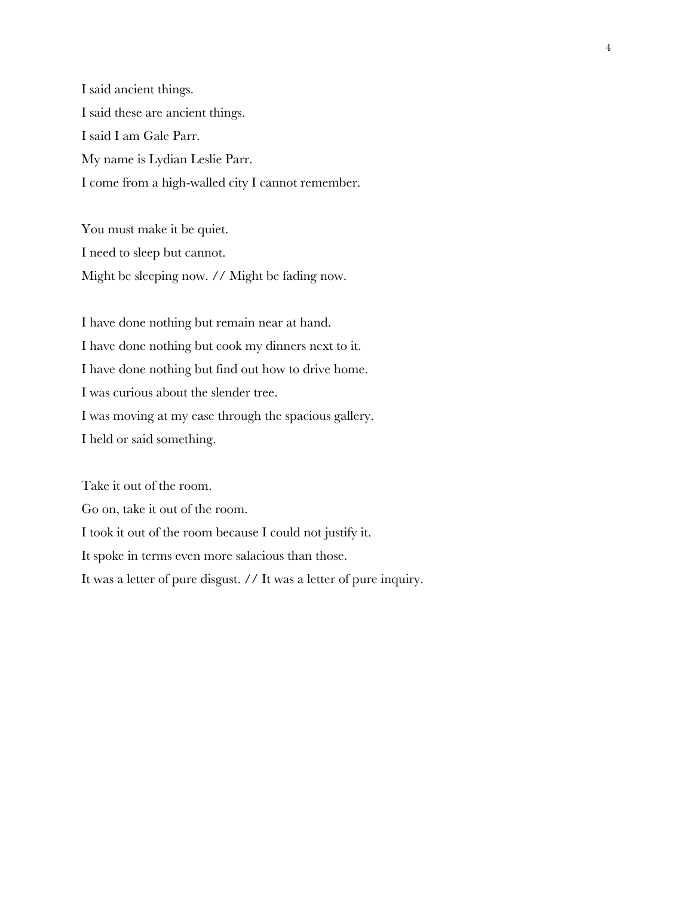I said ancient things.  
I said these are ancient things.  
I said I am Gale Parr.  
My name is Lydian Leslie Parr.  
I come from a high-walled city I cannot remember.

You must make it be quiet.  
I need to sleep but cannot.  
Might be sleeping now. // Might be fading now.

I have done nothing but remain near at hand.  
I have done nothing but cook my dinners next to it.  
I have done nothing but find out how to drive home.  
I was curious about the slender tree.  
I was moving at my ease through the spacious gallery.  
I held or said something.

Take it out of the room.  
Go on, take it out of the room.  
I took it out of the room because I could not justify it.  
It spoke in terms even more salacious than those.  
It was a letter of pure disgust. // It was a letter of pure inquiry.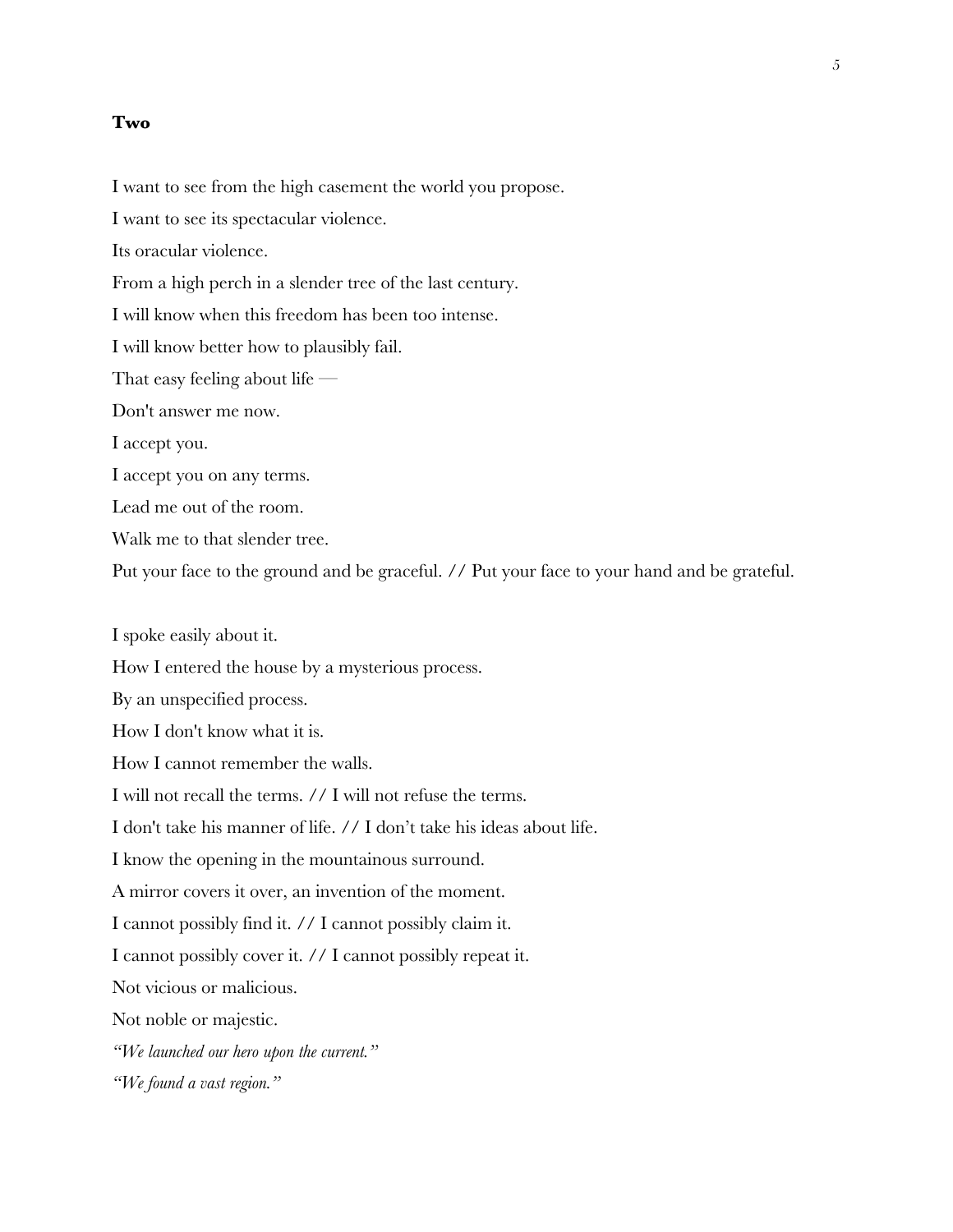**Two**

I want to see from the high casement the world you propose.

I want to see its spectacular violence.

Its oracular violence.

From a high perch in a slender tree of the last century.

I will know when this freedom has been too intense.

I will know better how to plausibly fail.

That easy feeling about life —

Don't answer me now.

I accept you.

I accept you on any terms.

Lead me out of the room.

Walk me to that slender tree.

Put your face to the ground and be graceful. // Put your face to your hand and be grateful.

I spoke easily about it.

How I entered the house by a mysterious process.

By an unspecified process.

How I don't know what it is.

How I cannot remember the walls.

I will not recall the terms. // I will not refuse the terms.

I don't take his manner of life. // I don't take his ideas about life.

I know the opening in the mountainous surround.

A mirror covers it over, an invention of the moment.

I cannot possibly find it. // I cannot possibly claim it.

I cannot possibly cover it. // I cannot possibly repeat it.

Not vicious or malicious.

Not noble or majestic.

*"We launched our hero upon the current."*

*"We found a vast region."*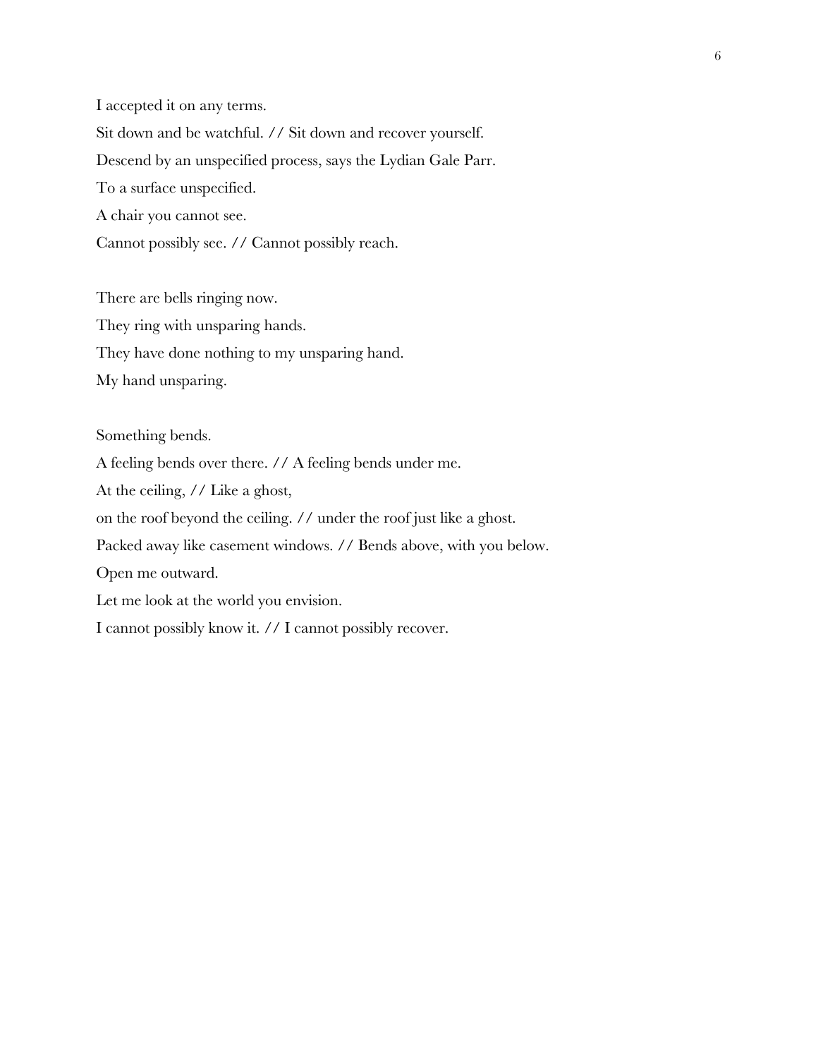I accepted it on any terms.  
Sit down and be watchful. // Sit down and recover yourself.  
Descend by an unspecified process, says the Lydian Gale Parr.  
To a surface unspecified.  
A chair you cannot see.  
Cannot possibly see. // Cannot possibly reach.

There are bells ringing now.  
They ring with unsparing hands.  
They have done nothing to my unsparing hand.  
My hand unsparing.

Something bends.  
A feeling bends over there. // A feeling bends under me.  
At the ceiling, // Like a ghost,  
on the roof beyond the ceiling. // under the roof just like a ghost.  
Packed away like casement windows. // Bends above, with you below.  
Open me outward.  
Let me look at the world you envision.  
I cannot possibly know it. // I cannot possibly recover.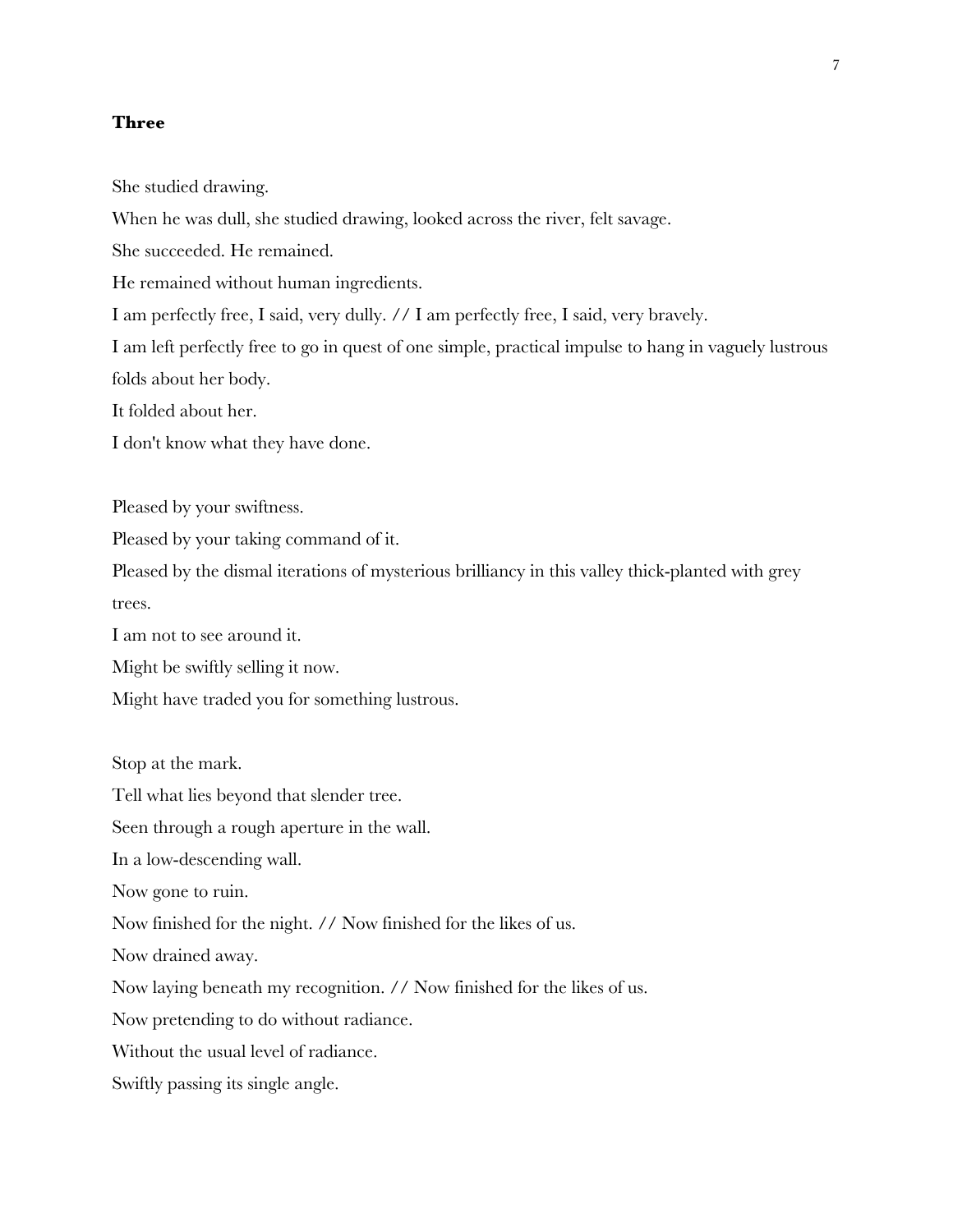**Three**

She studied drawing.

When he was dull, she studied drawing, looked across the river, felt savage.

She succeeded. He remained.

He remained without human ingredients.

I am perfectly free, I said, very dully. // I am perfectly free, I said, very bravely.

I am left perfectly free to go in quest of one simple, practical impulse to hang in vaguely lustrous folds about her body.

It folded about her.

I don't know what they have done.

Pleased by your swiftness.

Pleased by your taking command of it.

Pleased by the dismal iterations of mysterious brilliancy in this valley thick-planted with grey trees.

I am not to see around it.

Might be swiftly selling it now.

Might have traded you for something lustrous.

Stop at the mark.

Tell what lies beyond that slender tree.

Seen through a rough aperture in the wall.

In a low-descending wall.

Now gone to ruin.

Now finished for the night. // Now finished for the likes of us.

Now drained away.

Now laying beneath my recognition. // Now finished for the likes of us.

Now pretending to do without radiance.

Without the usual level of radiance.

Swiftly passing its single angle.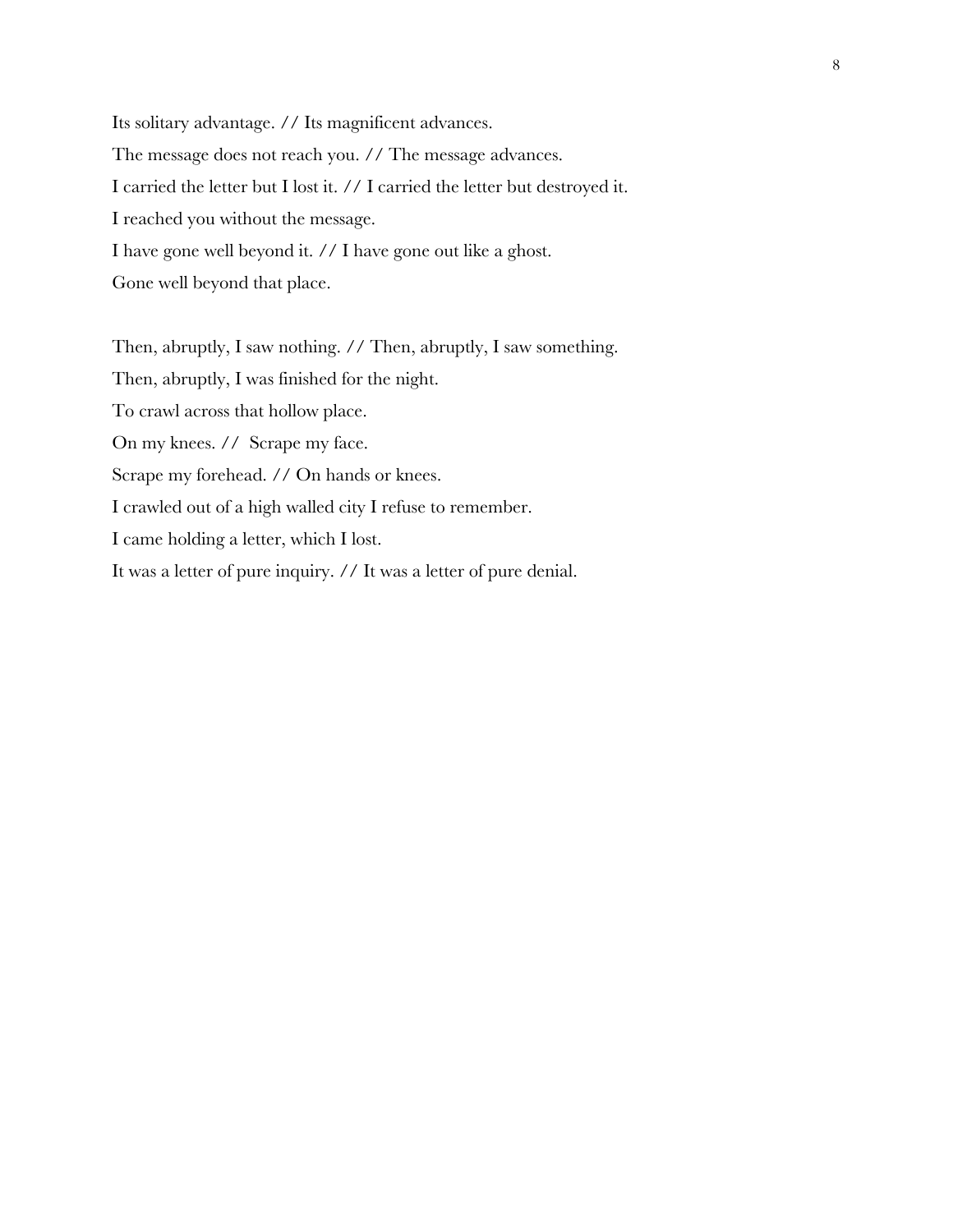Its solitary advantage. // Its magnificent advances.

The message does not reach you. // The message advances.

I carried the letter but I lost it. // I carried the letter but destroyed it.

I reached you without the message.

I have gone well beyond it. // I have gone out like a ghost.

Gone well beyond that place.

Then, abruptly, I saw nothing. // Then, abruptly, I saw something.

Then, abruptly, I was finished for the night.

To crawl across that hollow place.

On my knees. // Scrape my face.

Scrape my forehead. // On hands or knees.

I crawled out of a high walled city I refuse to remember.

I came holding a letter, which I lost.

It was a letter of pure inquiry. // It was a letter of pure denial.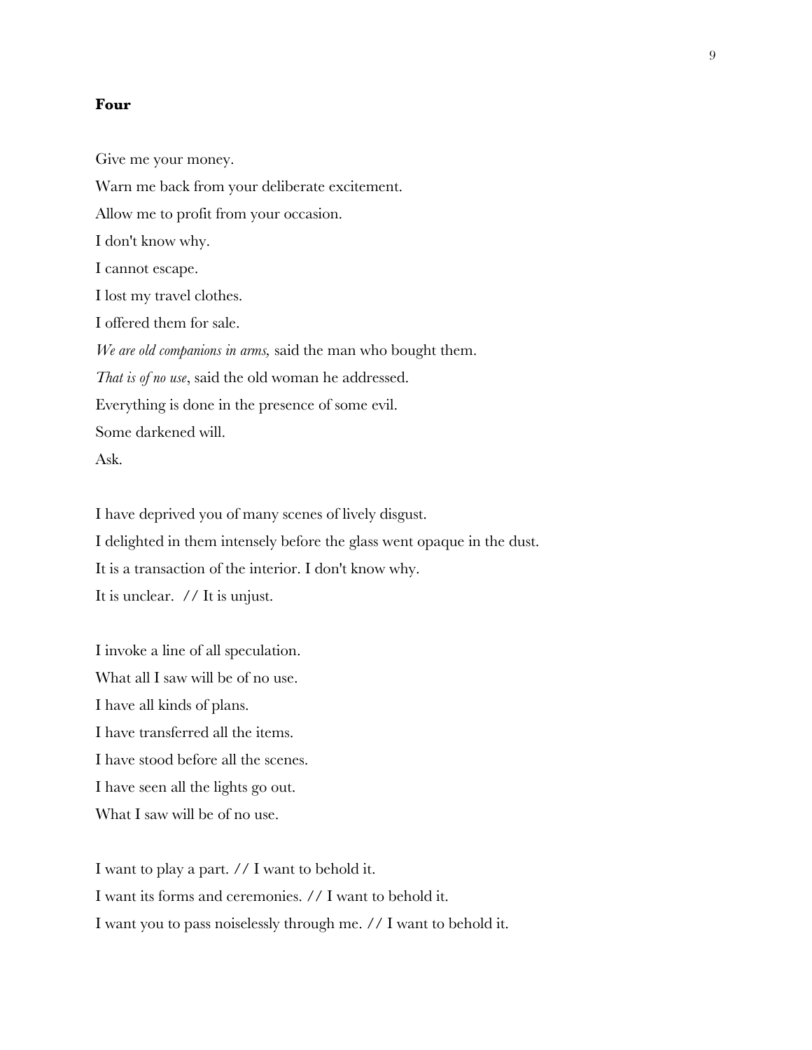**Four**

Give me your money.

Warn me back from your deliberate excitement.

Allow me to profit from your occasion.

I don't know why.

I cannot escape.

I lost my travel clothes.

I offered them for sale.

*We are old companions in arms,* said the man who bought them.

*That is of no use*, said the old woman he addressed.

Everything is done in the presence of some evil.

Some darkened will.

Ask.

I have deprived you of many scenes of lively disgust.

I delighted in them intensely before the glass went opaque in the dust.

It is a transaction of the interior. I don't know why.

It is unclear. // It is unjust.

I invoke a line of all speculation.

What all I saw will be of no use.

I have all kinds of plans.

I have transferred all the items.

I have stood before all the scenes.

I have seen all the lights go out.

What I saw will be of no use.

I want to play a part. // I want to behold it.

I want its forms and ceremonies. // I want to behold it.

I want you to pass noiselessly through me. // I want to behold it.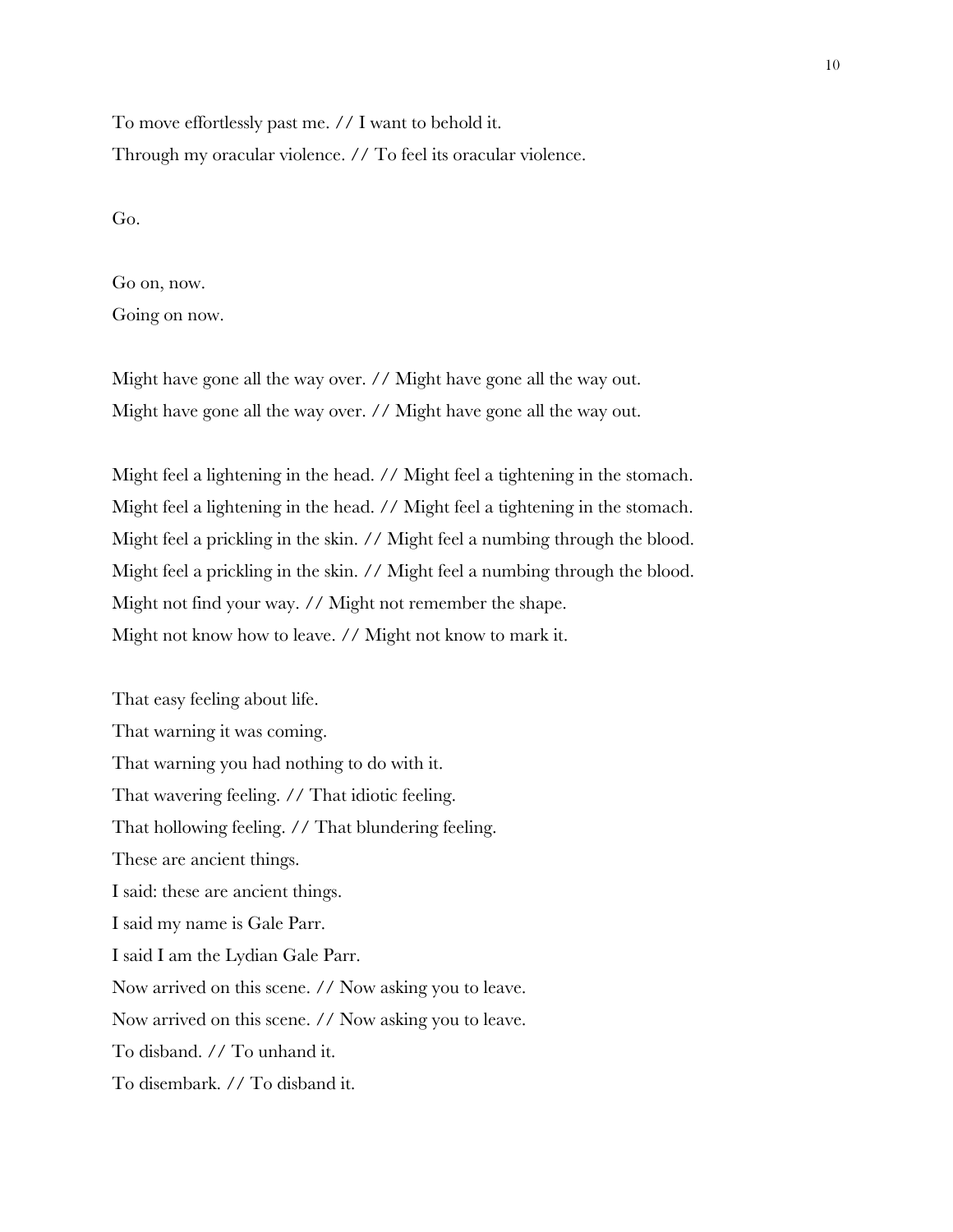To move effortlessly past me. // I want to behold it.  
Through my oracular violence. // To feel its oracular violence.

Go.

Go on, now.  
Going on now.

Might have gone all the way over. // Might have gone all the way out.  
Might have gone all the way over. // Might have gone all the way out.

Might feel a lightening in the head. // Might feel a tightening in the stomach.  
Might feel a lightening in the head. // Might feel a tightening in the stomach.  
Might feel a prickling in the skin. // Might feel a numbing through the blood.  
Might feel a prickling in the skin. // Might feel a numbing through the blood.  
Might not find your way. // Might not remember the shape.  
Might not know how to leave. // Might not know to mark it.

That easy feeling about life.  
That warning it was coming.  
That warning you had nothing to do with it.  
That wavering feeling. // That idiotic feeling.  
That hollowing feeling. // That blundering feeling.  
These are ancient things.  
I said: these are ancient things.  
I said my name is Gale Parr.  
I said I am the Lydian Gale Parr.  
Now arrived on this scene. // Now asking you to leave.  
Now arrived on this scene. // Now asking you to leave.  
To disband. // To unhand it.  
To disembark. // To disband it.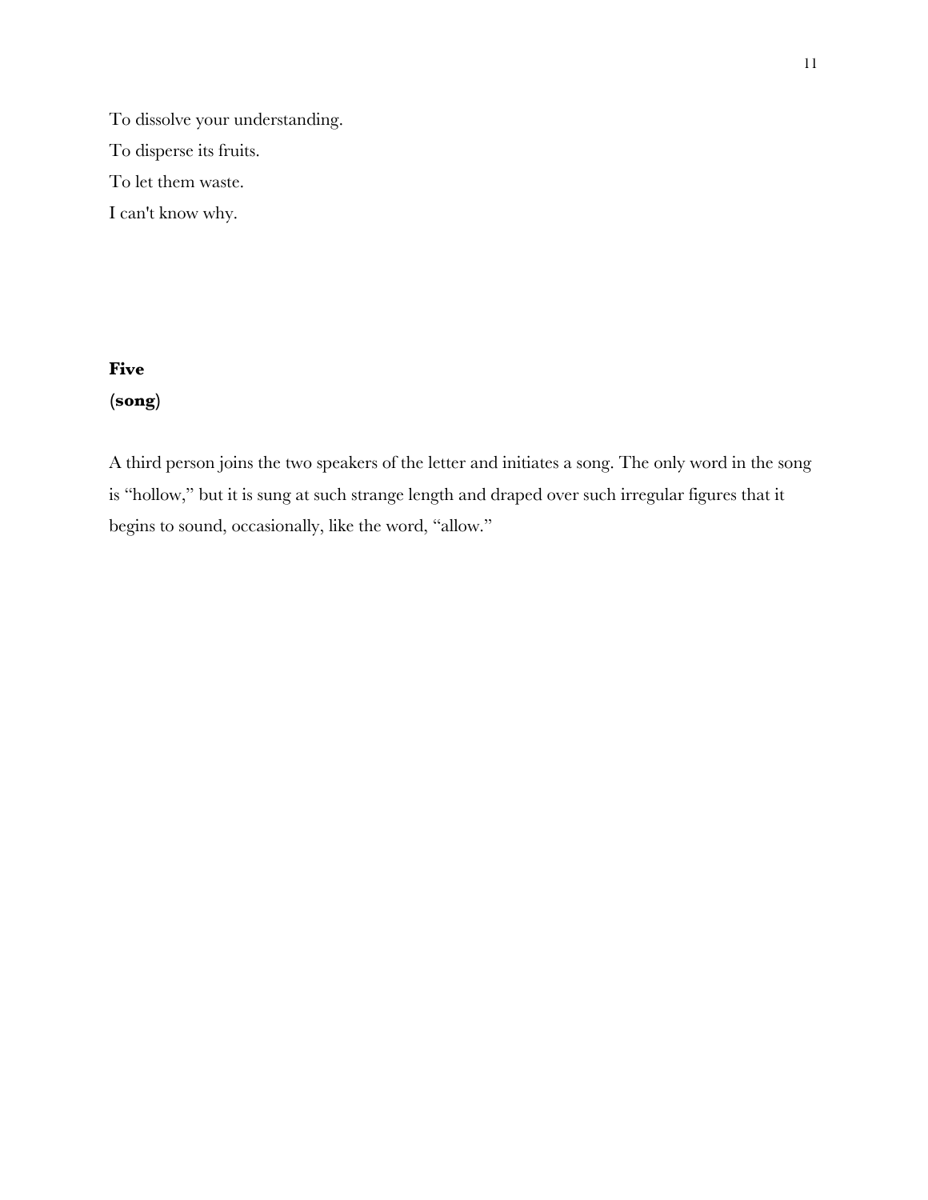To dissolve your understanding.

To disperse its fruits.

To let them waste.

I can't know why.

**Five**
**(song)**

A third person joins the two speakers of the letter and initiates a song. The only word in the song is "hollow," but it is sung at such strange length and draped over such irregular figures that it begins to sound, occasionally, like the word, "allow."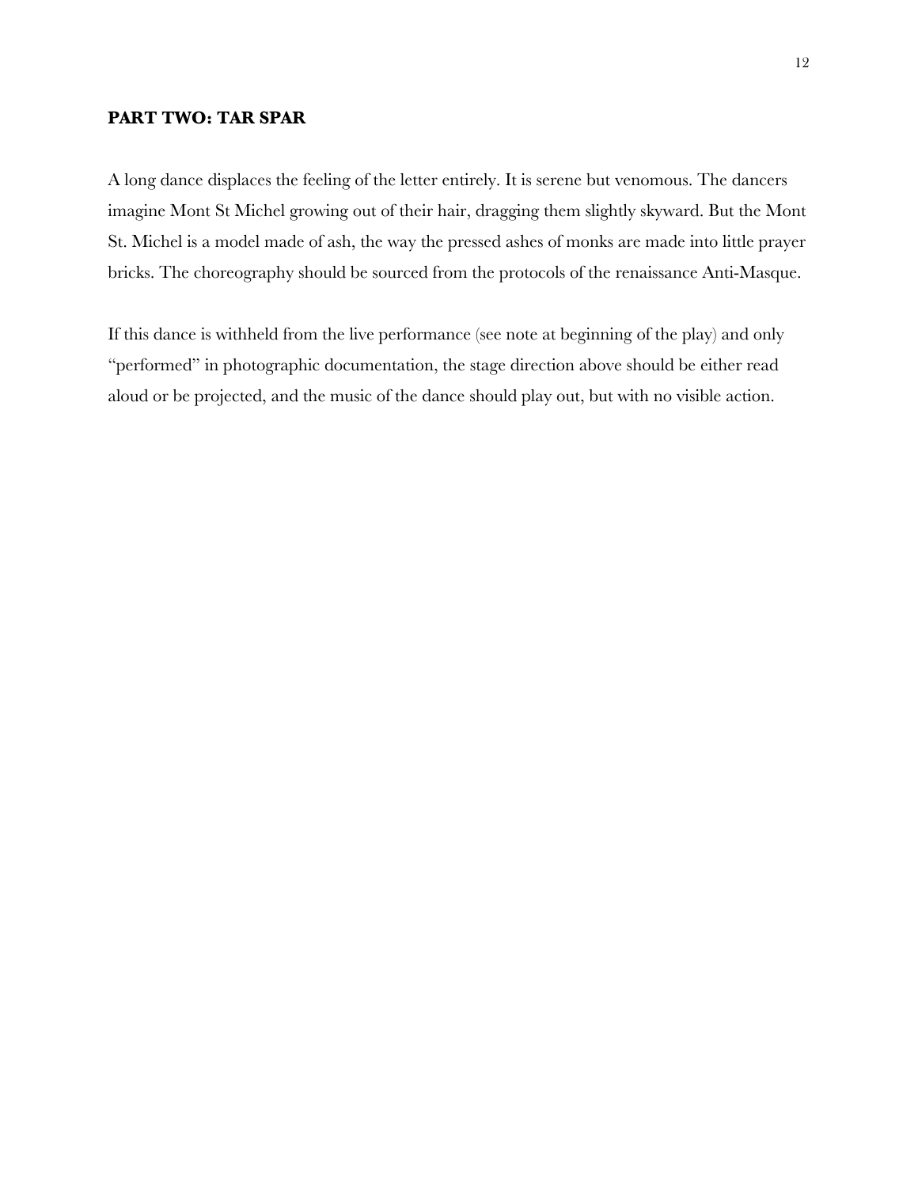**PART TWO: TAR SPAR**

A long dance displaces the feeling of the letter entirely. It is serene but venomous. The dancers imagine Mont St Michel growing out of their hair, dragging them slightly skyward. But the Mont St. Michel is a model made of ash, the way the pressed ashes of monks are made into little prayer bricks. The choreography should be sourced from the protocols of the renaissance Anti-Masque.

If this dance is withheld from the live performance (see note at beginning of the play) and only "performed" in photographic documentation, the stage direction above should be either read aloud or be projected, and the music of the dance should play out, but with no visible action.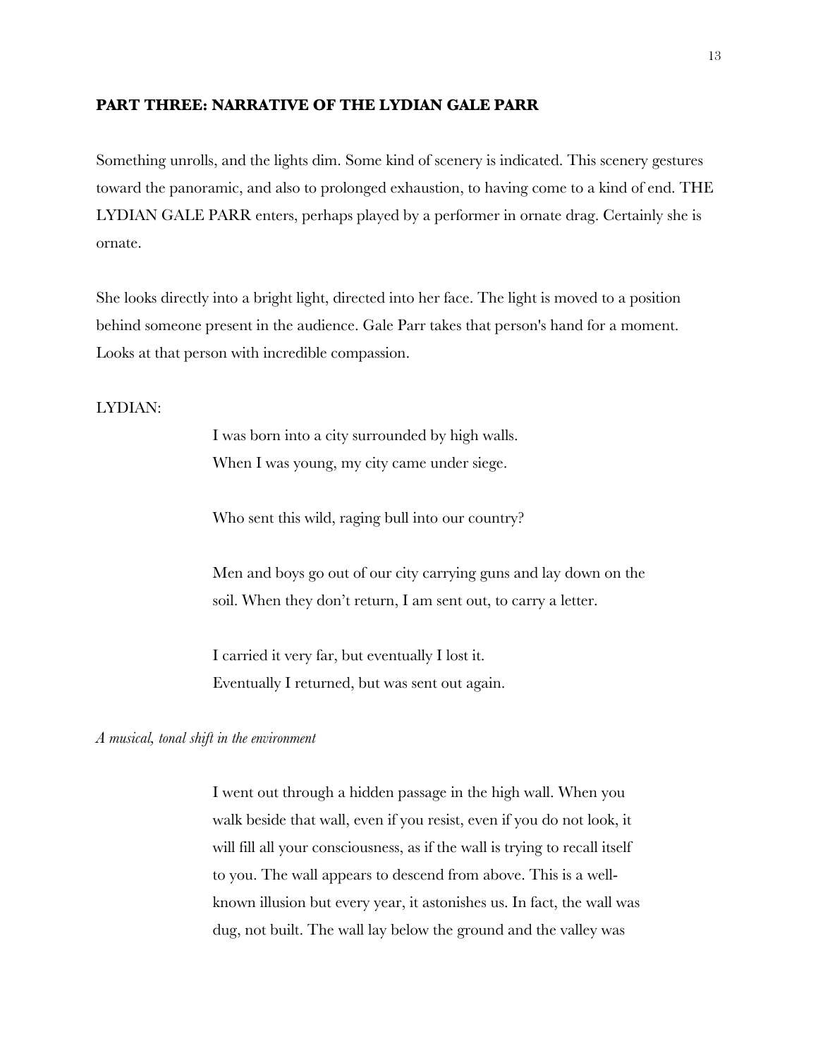**PART THREE: NARRATIVE OF THE LYDIAN GALE PARR**

Something unrolls, and the lights dim. Some kind of scenery is indicated. This scenery gestures toward the panoramic, and also to prolonged exhaustion, to having come to a kind of end. THE LYDIAN GALE PARR enters, perhaps played by a performer in ornate drag. Certainly she is ornate.

She looks directly into a bright light, directed into her face. The light is moved to a position behind someone present in the audience. Gale Parr takes that person's hand for a moment. Looks at that person with incredible compassion.

LYDIAN:

> I was born into a city surrounded by high walls.
> When I was young, my city came under siege.
>
> Who sent this wild, raging bull into our country?
>
> Men and boys go out of our city carrying guns and lay down on the soil. When they don't return, I am sent out, to carry a letter.
>
> I carried it very far, but eventually I lost it.
> Eventually I returned, but was sent out again.

*A musical, tonal shift in the environment*

> I went out through a hidden passage in the high wall. When you walk beside that wall, even if you resist, even if you do not look, it will fill all your consciousness, as if the wall is trying to recall itself to you. The wall appears to descend from above. This is a well-known illusion but every year, it astonishes us. In fact, the wall was dug, not built. The wall lay below the ground and the valley was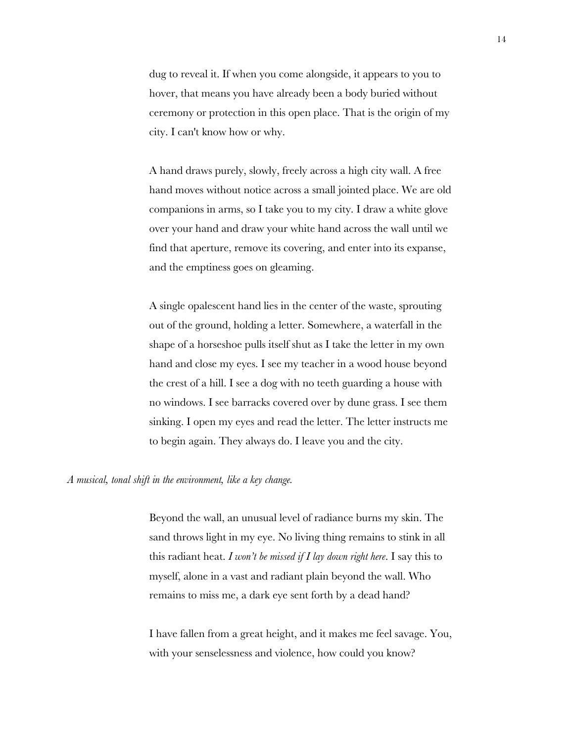dug to reveal it. If when you come alongside, it appears to you to hover, that means you have already been a body buried without ceremony or protection in this open place. That is the origin of my city. I can't know how or why.

A hand draws purely, slowly, freely across a high city wall. A free hand moves without notice across a small jointed place. We are old companions in arms, so I take you to my city. I draw a white glove over your hand and draw your white hand across the wall until we find that aperture, remove its covering, and enter into its expanse, and the emptiness goes on gleaming.

A single opalescent hand lies in the center of the waste, sprouting out of the ground, holding a letter. Somewhere, a waterfall in the shape of a horseshoe pulls itself shut as I take the letter in my own hand and close my eyes. I see my teacher in a wood house beyond the crest of a hill. I see a dog with no teeth guarding a house with no windows. I see barracks covered over by dune grass. I see them sinking. I open my eyes and read the letter. The letter instructs me to begin again. They always do. I leave you and the city.

*A musical, tonal shift in the environment, like a key change.*

Beyond the wall, an unusual level of radiance burns my skin. The sand throws light in my eye. No living thing remains to stink in all this radiant heat. *I won't be missed if I lay down right here*. I say this to myself, alone in a vast and radiant plain beyond the wall. Who remains to miss me, a dark eye sent forth by a dead hand?

I have fallen from a great height, and it makes me feel savage. You, with your senselessness and violence, how could you know?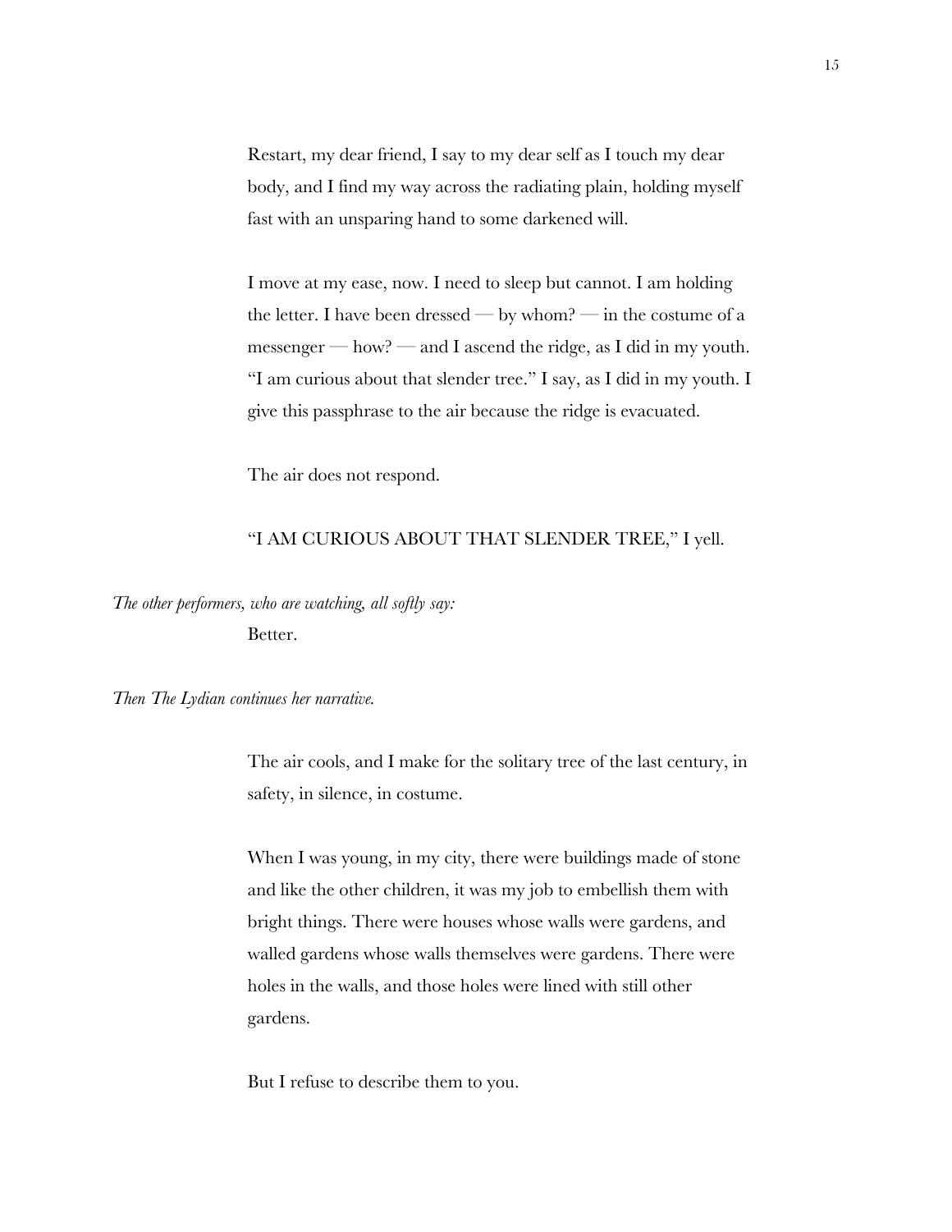Restart, my dear friend, I say to my dear self as I touch my dear body, and I find my way across the radiating plain, holding myself fast with an unsparing hand to some darkened will.

I move at my ease, now. I need to sleep but cannot. I am holding the letter. I have been dressed — by whom? — in the costume of a messenger — how? — and I ascend the ridge, as I did in my youth. "I am curious about that slender tree." I say, as I did in my youth. I give this passphrase to the air because the ridge is evacuated.

The air does not respond.

"I AM CURIOUS ABOUT THAT SLENDER TREE," I yell.

*The other performers, who are watching, all softly say:*

Better.

*Then The Lydian continues her narrative.*

The air cools, and I make for the solitary tree of the last century, in safety, in silence, in costume.

When I was young, in my city, there were buildings made of stone and like the other children, it was my job to embellish them with bright things. There were houses whose walls were gardens, and walled gardens whose walls themselves were gardens. There were holes in the walls, and those holes were lined with still other gardens.

But I refuse to describe them to you.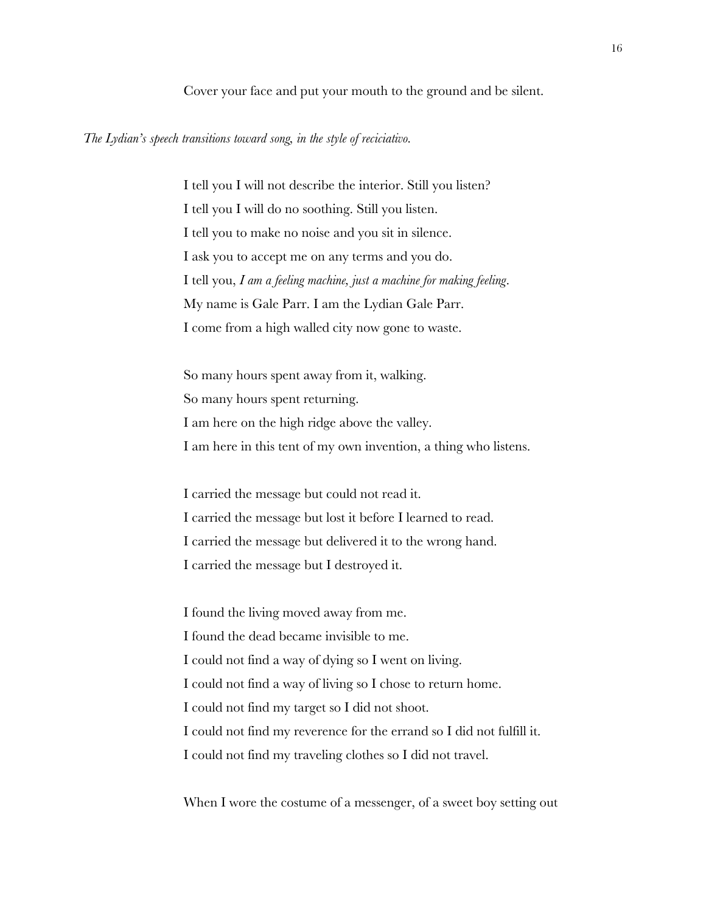Cover your face and put your mouth to the ground and be silent.

*The Lydian's speech transitions toward song, in the style of reciciativo.*

I tell you I will not describe the interior. Still you listen?
I tell you I will do no soothing. Still you listen.
I tell you to make no noise and you sit in silence.
I ask you to accept me on any terms and you do.
I tell you, *I am a feeling machine, just a machine for making feeling*.
My name is Gale Parr. I am the Lydian Gale Parr.
I come from a high walled city now gone to waste.

So many hours spent away from it, walking.
So many hours spent returning.
I am here on the high ridge above the valley.
I am here in this tent of my own invention, a thing who listens.

I carried the message but could not read it.
I carried the message but lost it before I learned to read.
I carried the message but delivered it to the wrong hand.
I carried the message but I destroyed it.

I found the living moved away from me.
I found the dead became invisible to me.
I could not find a way of dying so I went on living.
I could not find a way of living so I chose to return home.
I could not find my target so I did not shoot.
I could not find my reverence for the errand so I did not fulfill it.
I could not find my traveling clothes so I did not travel.

When I wore the costume of a messenger, of a sweet boy setting out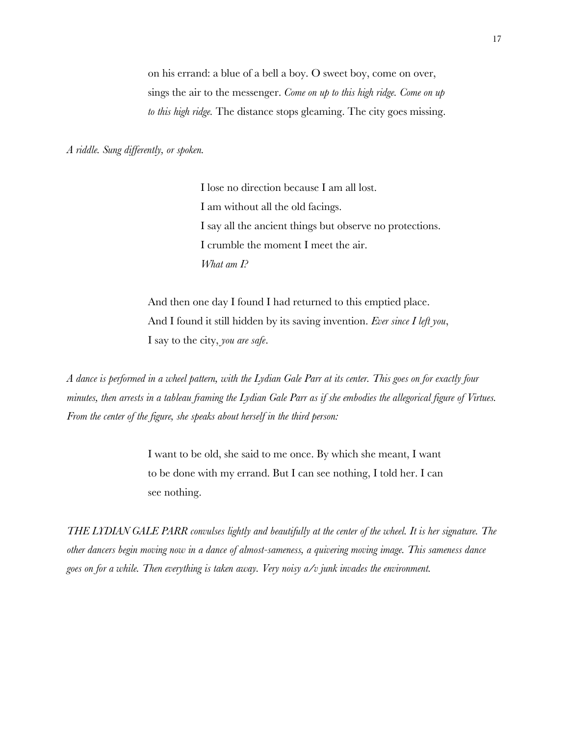on his errand: a blue of a bell a boy. O sweet boy, come on over,
sings the air to the messenger. *Come on up to this high ridge. Come on up to this high ridge.* The distance stops gleaming. The city goes missing.

*A riddle. Sung differently, or spoken.*

> I lose no direction because I am all lost.
> I am without all the old facings.
> I say all the ancient things but observe no protections.
> I crumble the moment I meet the air.
> *What am I?*

And then one day I found I had returned to this emptied place.
And I found it still hidden by its saving invention. *Ever since I left you*,
I say to the city, *you are safe*.

*A dance is performed in a wheel pattern, with the Lydian Gale Parr at its center. This goes on for exactly four minutes, then arrests in a tableau framing the Lydian Gale Parr as if she embodies the allegorical figure of Virtues. From the center of the figure, she speaks about herself in the third person:*

I want to be old, she said to me once. By which she meant, I want to be done with my errand. But I can see nothing, I told her. I can see nothing.

*THE LYDIAN GALE PARR convulses lightly and beautifully at the center of the wheel. It is her signature. The other dancers begin moving now in a dance of almost-sameness, a quivering moving image. This sameness dance goes on for a while. Then everything is taken away. Very noisy a/v junk invades the environment.*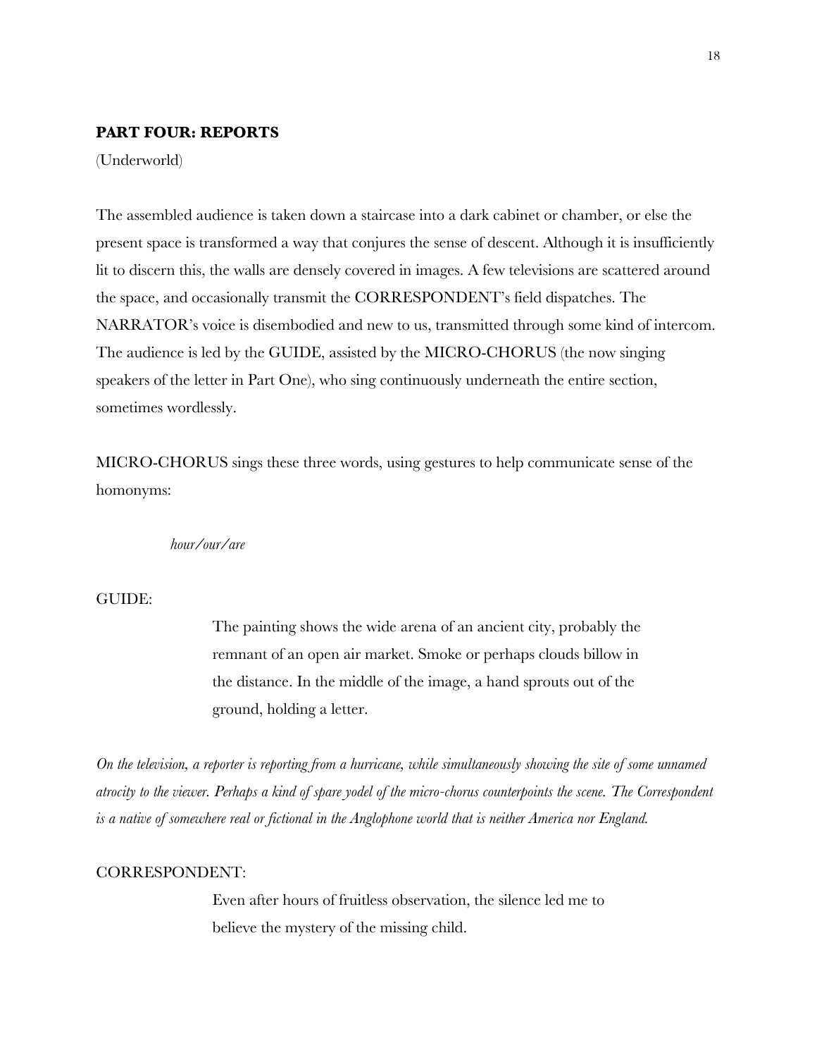**PART FOUR: REPORTS**

(Underworld)

The assembled audience is taken down a staircase into a dark cabinet or chamber, or else the present space is transformed a way that conjures the sense of descent. Although it is insufficiently lit to discern this, the walls are densely covered in images. A few televisions are scattered around the space, and occasionally transmit the CORRESPONDENT's field dispatches. The NARRATOR's voice is disembodied and new to us, transmitted through some kind of intercom. The audience is led by the GUIDE, assisted by the MICRO-CHORUS (the now singing speakers of the letter in Part One), who sing continuously underneath the entire section, sometimes wordlessly.

MICRO-CHORUS sings these three words, using gestures to help communicate sense of the homonyms:

> *hour/our/are*

GUIDE:

> The painting shows the wide arena of an ancient city, probably the remnant of an open air market. Smoke or perhaps clouds billow in the distance. In the middle of the image, a hand sprouts out of the ground, holding a letter.

*On the television, a reporter is reporting from a hurricane, while simultaneously showing the site of some unnamed atrocity to the viewer. Perhaps a kind of spare yodel of the micro-chorus counterpoints the scene. The Correspondent is a native of somewhere real or fictional in the Anglophone world that is neither America nor England.*

CORRESPONDENT:

> Even after hours of fruitless observation, the silence led me to believe the mystery of the missing child.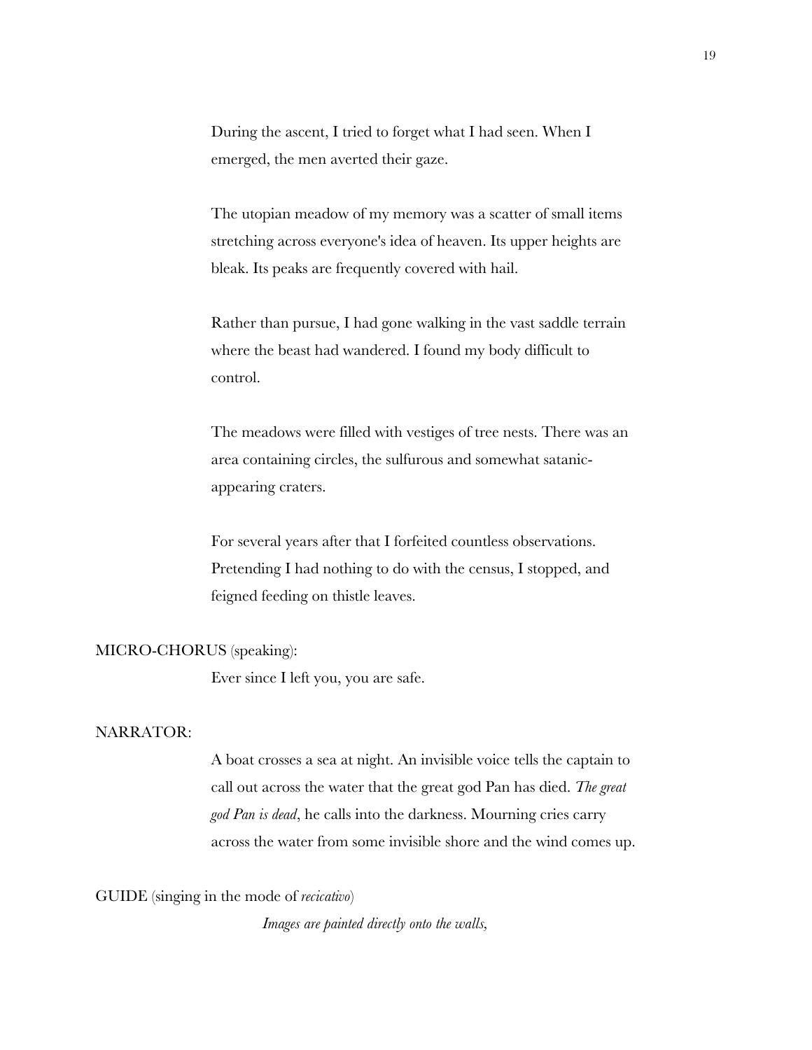During the ascent, I tried to forget what I had seen. When I emerged, the men averted their gaze.

The utopian meadow of my memory was a scatter of small items stretching across everyone's idea of heaven. Its upper heights are bleak. Its peaks are frequently covered with hail.

Rather than pursue, I had gone walking in the vast saddle terrain where the beast had wandered. I found my body difficult to control.

The meadows were filled with vestiges of tree nests. There was an area containing circles, the sulfurous and somewhat satanic-appearing craters.

For several years after that I forfeited countless observations. Pretending I had nothing to do with the census, I stopped, and feigned feeding on thistle leaves.

MICRO-CHORUS (speaking):

Ever since I left you, you are safe.

NARRATOR:

A boat crosses a sea at night. An invisible voice tells the captain to call out across the water that the great god Pan has died. *The great god Pan is dead*, he calls into the darkness. Mourning cries carry across the water from some invisible shore and the wind comes up.

GUIDE (singing in the mode of *recicativo*)

*Images are painted directly onto the walls,*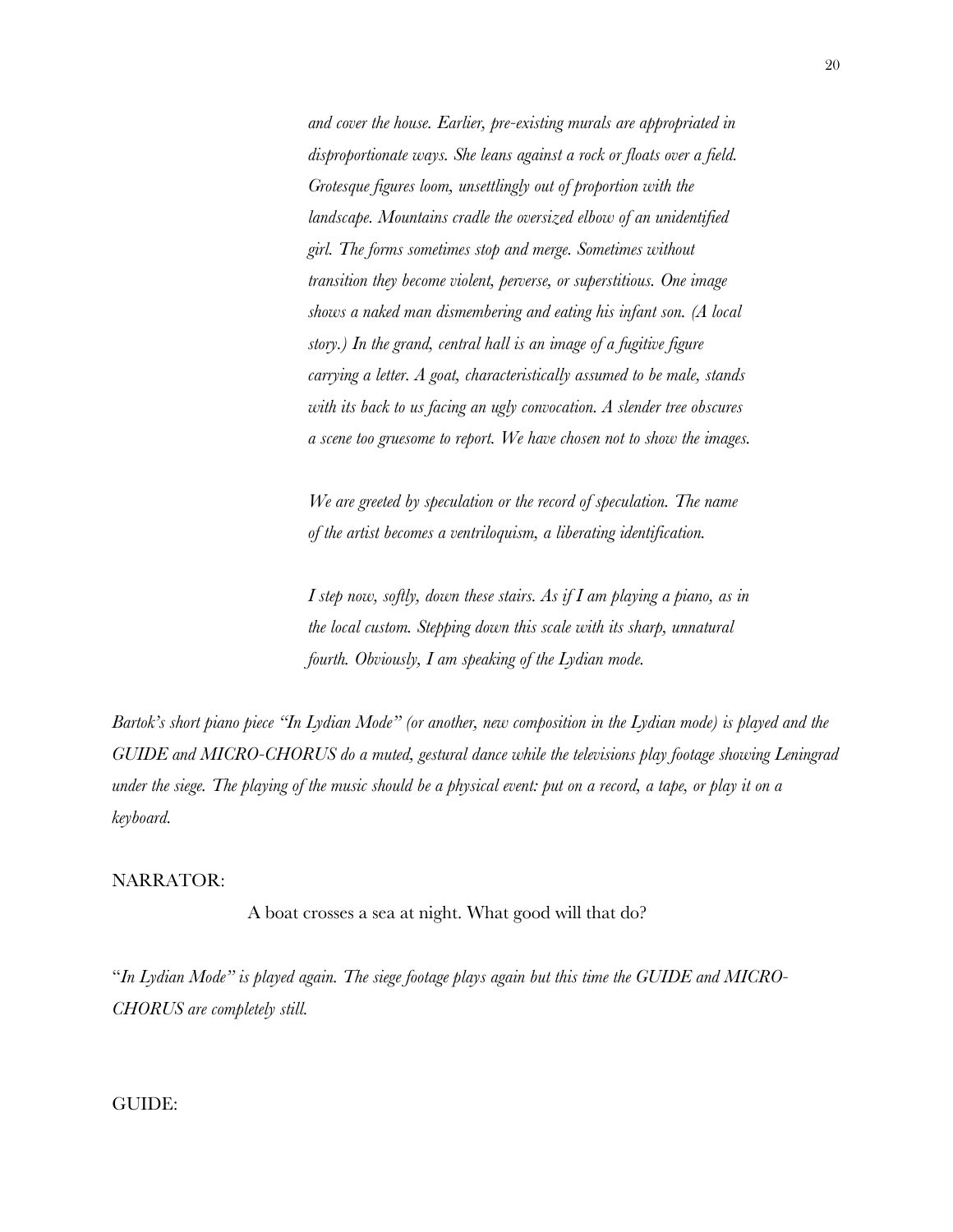*and cover the house. Earlier, pre-existing murals are appropriated in disproportionate ways. She leans against a rock or floats over a field. Grotesque figures loom, unsettlingly out of proportion with the landscape. Mountains cradle the oversized elbow of an unidentified girl. The forms sometimes stop and merge. Sometimes without transition they become violent, perverse, or superstitious. One image shows a naked man dismembering and eating his infant son. (A local story.) In the grand, central hall is an image of a fugitive figure carrying a letter. A goat, characteristically assumed to be male, stands with its back to us facing an ugly convocation. A slender tree obscures a scene too gruesome to report. We have chosen not to show the images.*

*We are greeted by speculation or the record of speculation. The name of the artist becomes a ventriloquism, a liberating identification.*

*I step now, softly, down these stairs. As if I am playing a piano, as in the local custom. Stepping down this scale with its sharp, unnatural fourth. Obviously, I am speaking of the Lydian mode.*

*Bartok's short piano piece "In Lydian Mode" (or another, new composition in the Lydian mode) is played and the GUIDE and MICRO-CHORUS do a muted, gestural dance while the televisions play footage showing Leningrad under the siege. The playing of the music should be a physical event: put on a record, a tape, or play it on a keyboard.*

NARRATOR:

A boat crosses a sea at night. What good will that do?

"*In Lydian Mode" is played again. The siege footage plays again but this time the GUIDE and MICRO-CHORUS are completely still.*

GUIDE: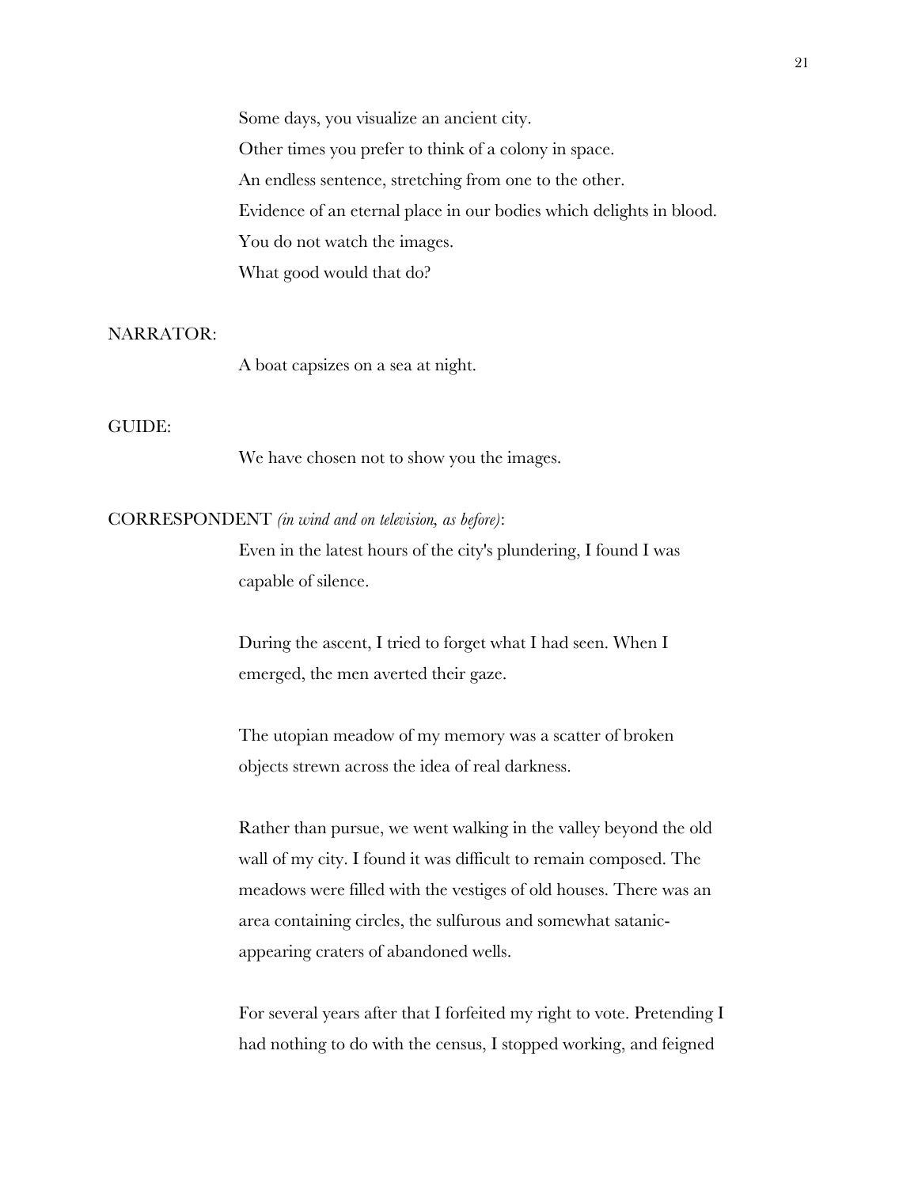Some days, you visualize an ancient city.
Other times you prefer to think of a colony in space.
An endless sentence, stretching from one to the other.
Evidence of an eternal place in our bodies which delights in blood.
You do not watch the images.
What good would that do?

NARRATOR:

A boat capsizes on a sea at night.

GUIDE:

We have chosen not to show you the images.

CORRESPONDENT *(in wind and on television, as before)*:

Even in the latest hours of the city's plundering, I found I was capable of silence.

During the ascent, I tried to forget what I had seen. When I emerged, the men averted their gaze.

The utopian meadow of my memory was a scatter of broken objects strewn across the idea of real darkness.

Rather than pursue, we went walking in the valley beyond the old wall of my city. I found it was difficult to remain composed. The meadows were filled with the vestiges of old houses. There was an area containing circles, the sulfurous and somewhat satanic-appearing craters of abandoned wells.

For several years after that I forfeited my right to vote. Pretending I had nothing to do with the census, I stopped working, and feigned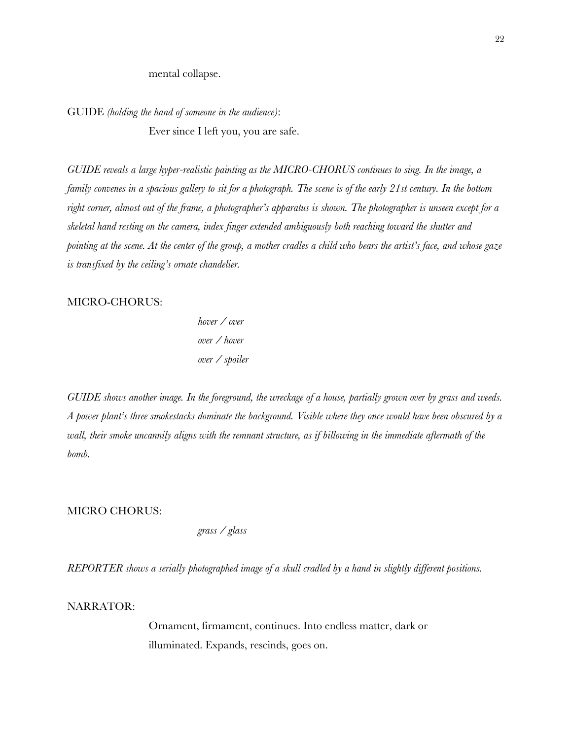mental collapse.

GUIDE *(holding the hand of someone in the audience)*:

Ever since I left you, you are safe.

*GUIDE reveals a large hyper-realistic painting as the MICRO-CHORUS continues to sing. In the image, a family convenes in a spacious gallery to sit for a photograph. The scene is of the early 21st century. In the bottom right corner, almost out of the frame, a photographer's apparatus is shown. The photographer is unseen except for a skeletal hand resting on the camera, index finger extended ambiguously both reaching toward the shutter and pointing at the scene. At the center of the group, a mother cradles a child who bears the artist's face, and whose gaze is transfixed by the ceiling's ornate chandelier.*

MICRO-CHORUS:

*hover / over*
*over / hover*
*over / spoiler*

*GUIDE shows another image. In the foreground, the wreckage of a house, partially grown over by grass and weeds. A power plant's three smokestacks dominate the background. Visible where they once would have been obscured by a wall, their smoke uncannily aligns with the remnant structure, as if billowing in the immediate aftermath of the bomb.*

MICRO CHORUS:

*grass / glass*

*REPORTER shows a serially photographed image of a skull cradled by a hand in slightly different positions.*

NARRATOR:

Ornament, firmament, continues. Into endless matter, dark or illuminated. Expands, rescinds, goes on.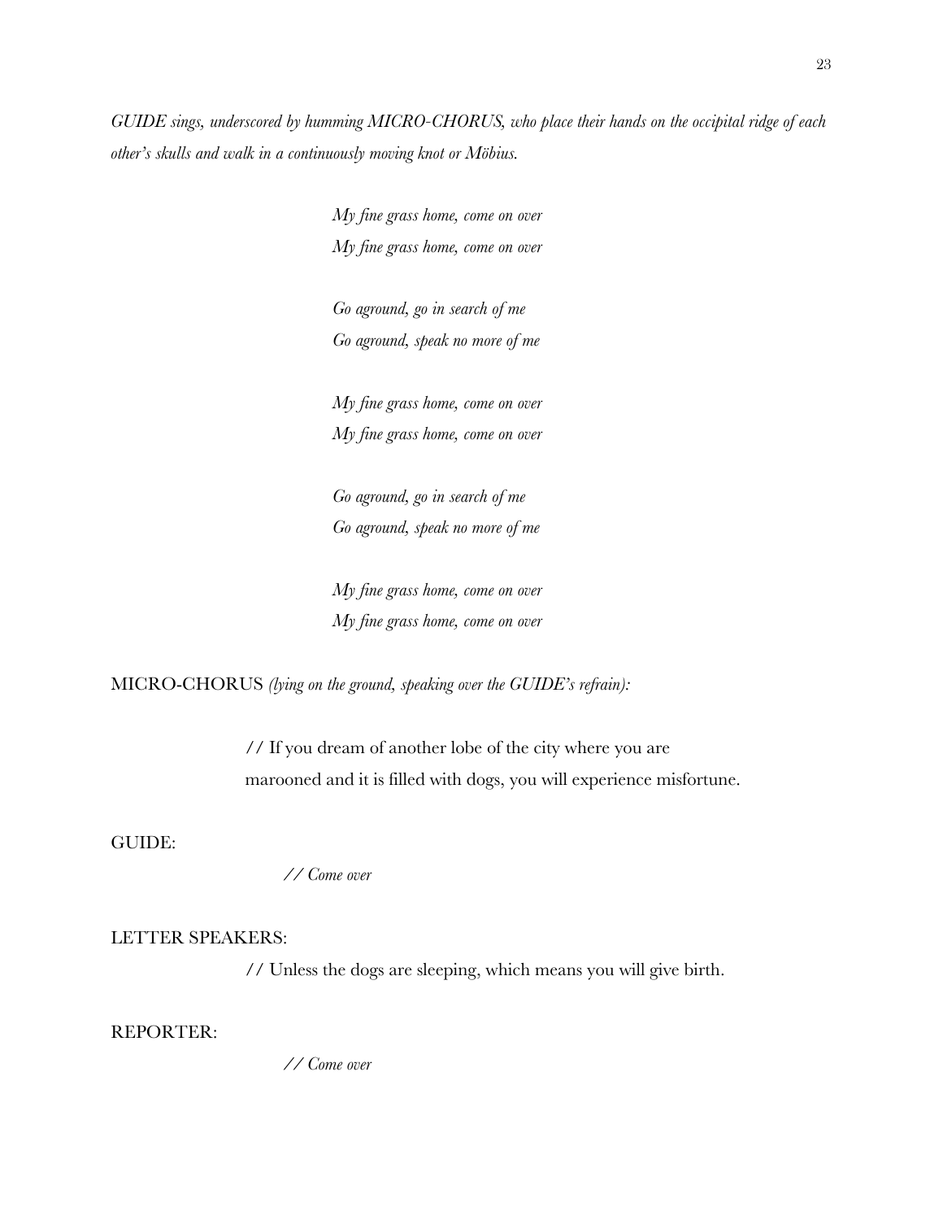*GUIDE sings, underscored by humming MICRO-CHORUS, who place their hands on the occipital ridge of each other's skulls and walk in a continuously moving knot or Möbius.*

> *My fine grass home, come on over*
> *My fine grass home, come on over*
>
> *Go aground, go in search of me*
> *Go aground, speak no more of me*
>
> *My fine grass home, come on over*
> *My fine grass home, come on over*
>
> *Go aground, go in search of me*
> *Go aground, speak no more of me*
>
> *My fine grass home, come on over*
> *My fine grass home, come on over*

MICRO-CHORUS *(lying on the ground, speaking over the GUIDE's refrain):*

> // If you dream of another lobe of the city where you are marooned and it is filled with dogs, you will experience misfortune.

GUIDE:

> *// Come over*

LETTER SPEAKERS:

> // Unless the dogs are sleeping, which means you will give birth.

REPORTER:

> *// Come over*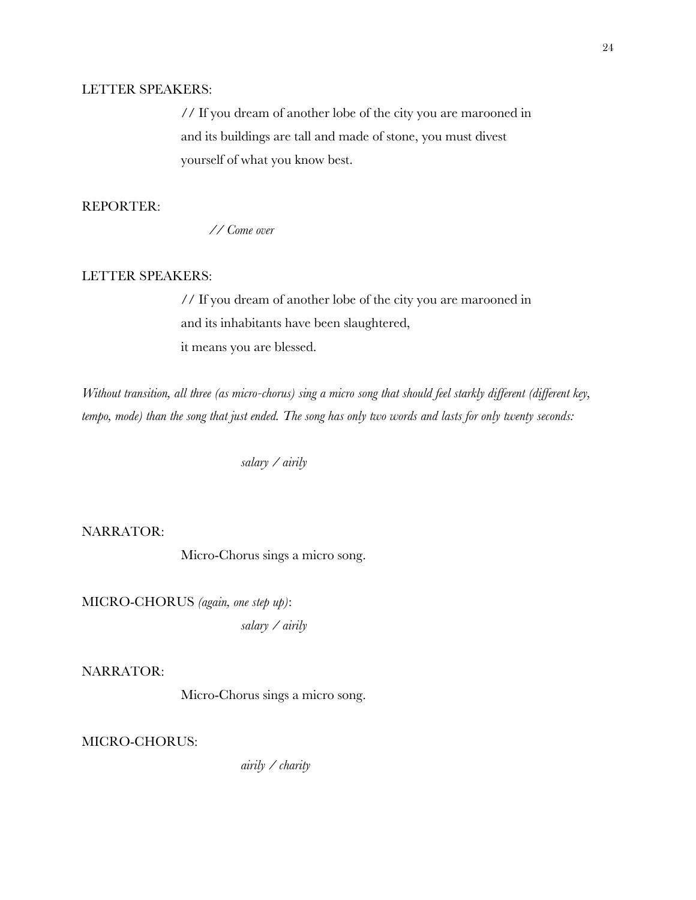LETTER SPEAKERS:

// If you dream of another lobe of the city you are marooned in
and its buildings are tall and made of stone, you must divest
yourself of what you know best.

REPORTER:

*// Come over*

LETTER SPEAKERS:

// If you dream of another lobe of the city you are marooned in
and its inhabitants have been slaughtered,
it means you are blessed.

*Without transition, all three (as micro-chorus) sing a micro song that should feel starkly different (different key, tempo, mode) than the song that just ended. The song has only two words and lasts for only twenty seconds:*

*salary / airily*

NARRATOR:

Micro-Chorus sings a micro song.

MICRO-CHORUS *(again, one step up)*:

*salary / airily*

NARRATOR:

Micro-Chorus sings a micro song.

MICRO-CHORUS:

*airily / charity*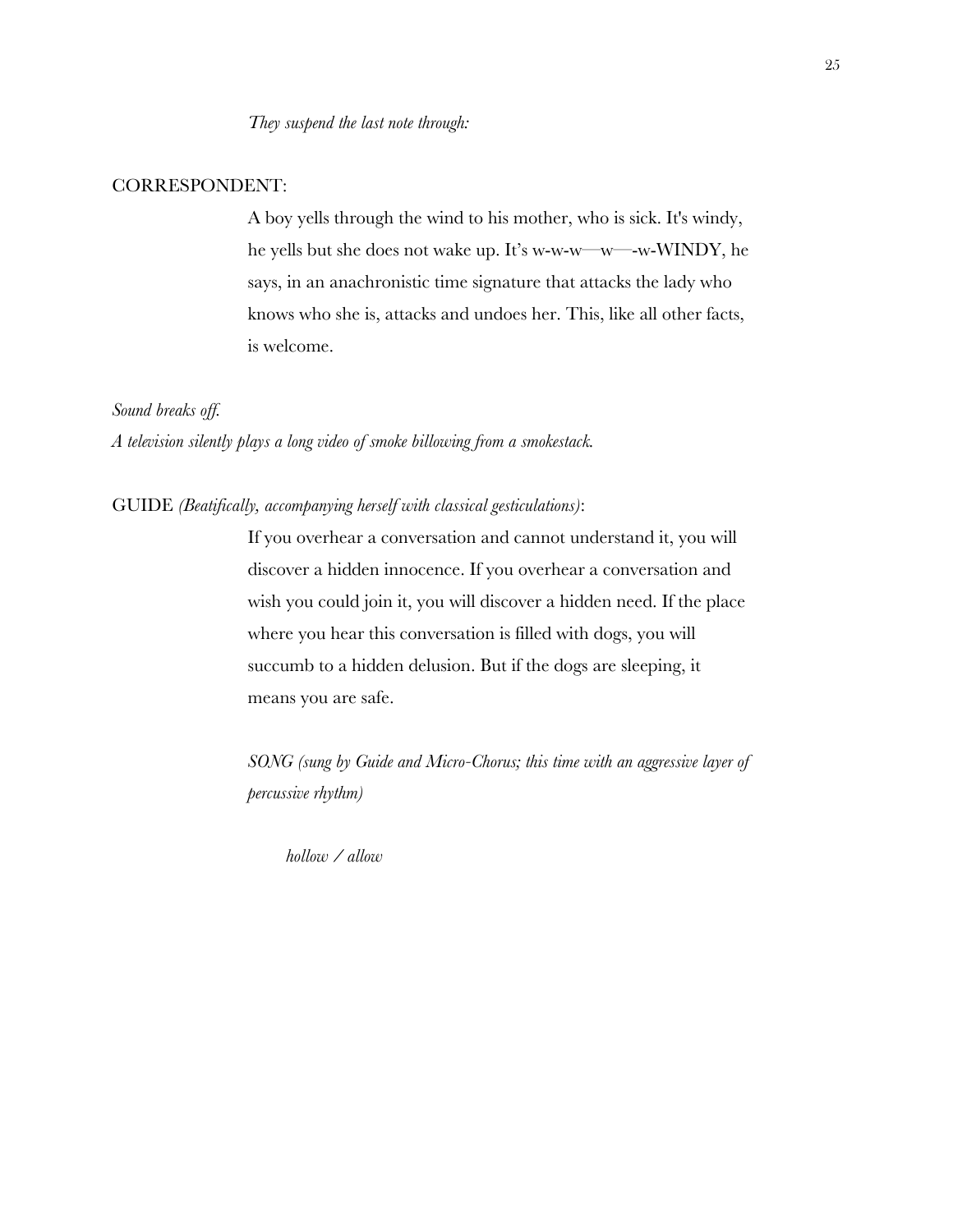*They suspend the last note through:*

CORRESPONDENT:

A boy yells through the wind to his mother, who is sick. It's windy, he yells but she does not wake up. It's w-w-w—w—-w-WINDY, he says, in an anachronistic time signature that attacks the lady who knows who she is, attacks and undoes her. This, like all other facts, is welcome.

*Sound breaks off.*
*A television silently plays a long video of smoke billowing from a smokestack.*

GUIDE *(Beatifically, accompanying herself with classical gesticulations)*:

If you overhear a conversation and cannot understand it, you will discover a hidden innocence. If you overhear a conversation and wish you could join it, you will discover a hidden need. If the place where you hear this conversation is filled with dogs, you will succumb to a hidden delusion. But if the dogs are sleeping, it means you are safe.

*SONG (sung by Guide and Micro-Chorus; this time with an aggressive layer of percussive rhythm)*

*hollow / allow*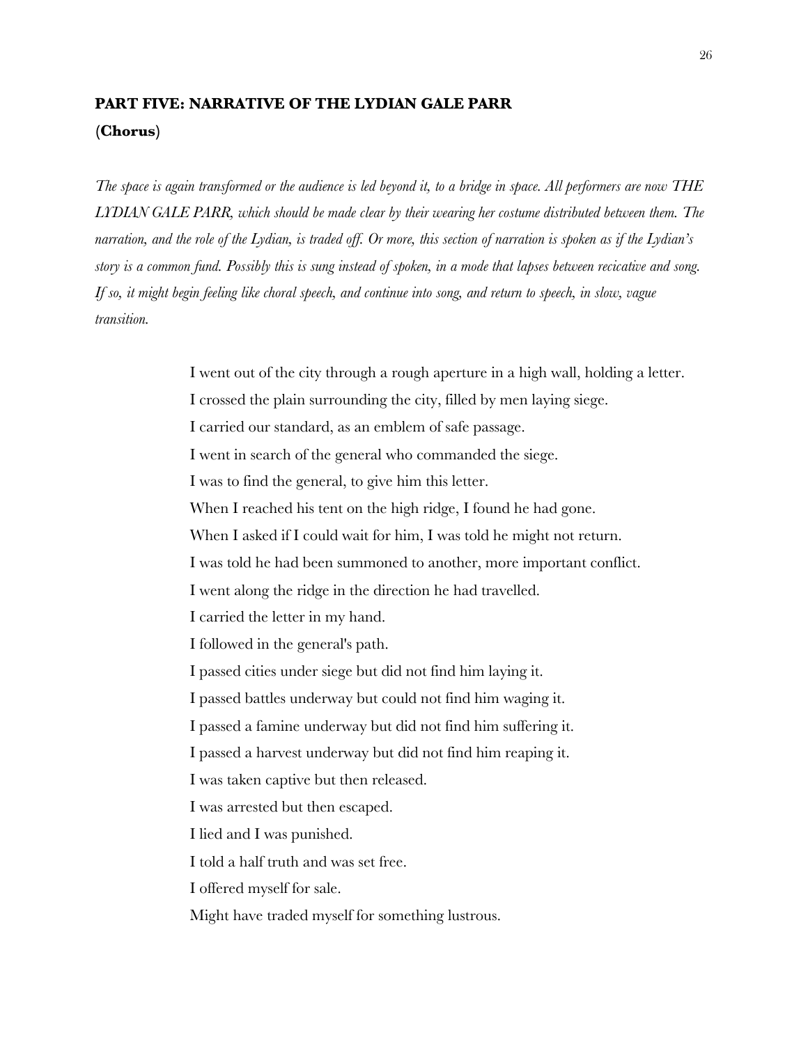**PART FIVE: NARRATIVE OF THE LYDIAN GALE PARR**

**(Chorus)**

*The space is again transformed or the audience is led beyond it, to a bridge in space. All performers are now THE LYDIAN GALE PARR, which should be made clear by their wearing her costume distributed between them. The narration, and the role of the Lydian, is traded off. Or more, this section of narration is spoken as if the Lydian's story is a common fund. Possibly this is sung instead of spoken, in a mode that lapses between recicative and song. If so, it might begin feeling like choral speech, and continue into song, and return to speech, in slow, vague transition.*

I went out of the city through a rough aperture in a high wall, holding a letter.
I crossed the plain surrounding the city, filled by men laying siege.
I carried our standard, as an emblem of safe passage.
I went in search of the general who commanded the siege.
I was to find the general, to give him this letter.
When I reached his tent on the high ridge, I found he had gone.
When I asked if I could wait for him, I was told he might not return.
I was told he had been summoned to another, more important conflict.
I went along the ridge in the direction he had travelled.
I carried the letter in my hand.
I followed in the general's path.
I passed cities under siege but did not find him laying it.
I passed battles underway but could not find him waging it.
I passed a famine underway but did not find him suffering it.
I passed a harvest underway but did not find him reaping it.
I was taken captive but then released.
I was arrested but then escaped.
I lied and I was punished.
I told a half truth and was set free.
I offered myself for sale.
Might have traded myself for something lustrous.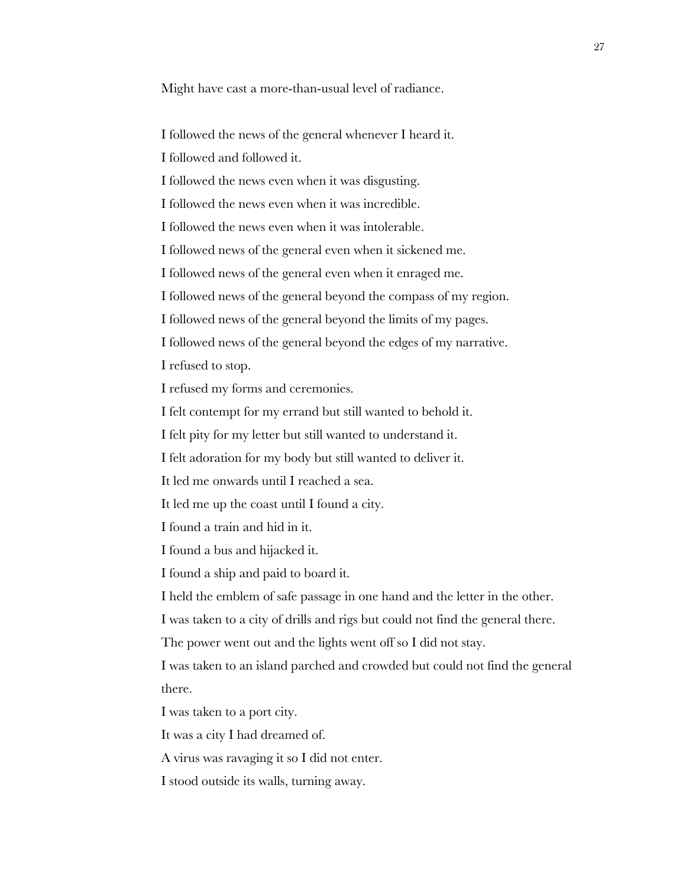Might have cast a more-than-usual level of radiance.

I followed the news of the general whenever I heard it.

I followed and followed it.

I followed the news even when it was disgusting.

I followed the news even when it was incredible.

I followed the news even when it was intolerable.

I followed news of the general even when it sickened me.

I followed news of the general even when it enraged me.

I followed news of the general beyond the compass of my region.

I followed news of the general beyond the limits of my pages.

I followed news of the general beyond the edges of my narrative.

I refused to stop.

I refused my forms and ceremonies.

I felt contempt for my errand but still wanted to behold it.

I felt pity for my letter but still wanted to understand it.

I felt adoration for my body but still wanted to deliver it.

It led me onwards until I reached a sea.

It led me up the coast until I found a city.

I found a train and hid in it.

I found a bus and hijacked it.

I found a ship and paid to board it.

I held the emblem of safe passage in one hand and the letter in the other.

I was taken to a city of drills and rigs but could not find the general there.

The power went out and the lights went off so I did not stay.

I was taken to an island parched and crowded but could not find the general there.

I was taken to a port city.

It was a city I had dreamed of.

A virus was ravaging it so I did not enter.

I stood outside its walls, turning away.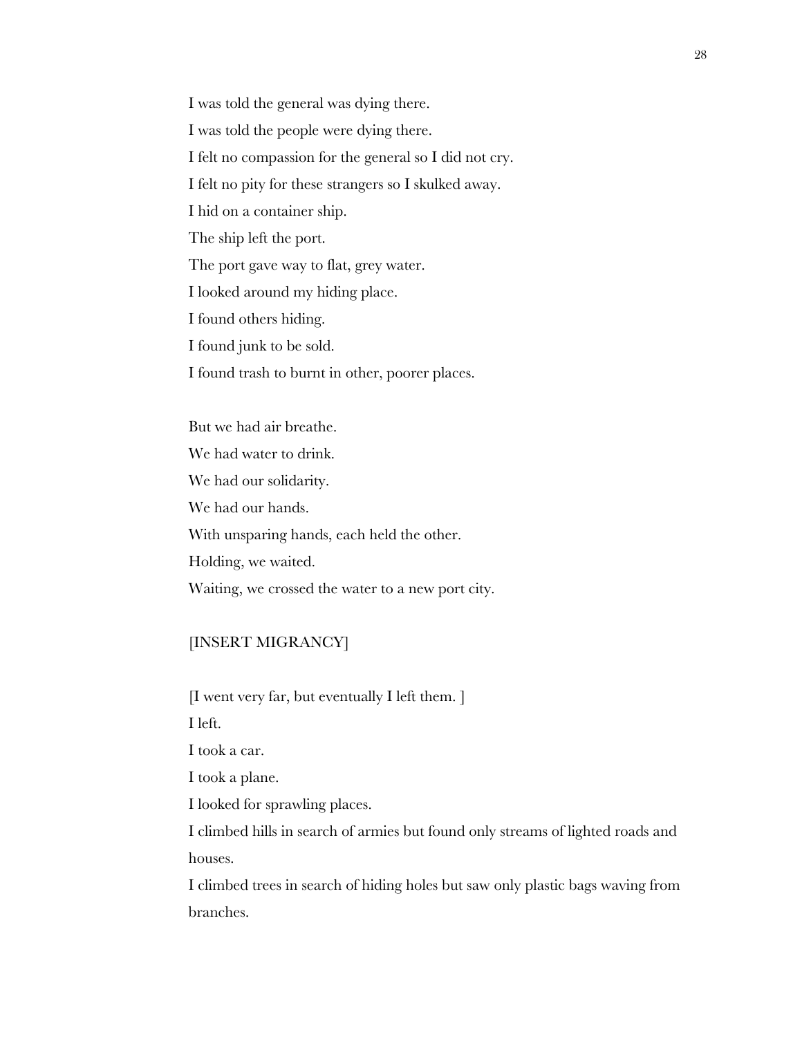I was told the general was dying there.

I was told the people were dying there.

I felt no compassion for the general so I did not cry.

I felt no pity for these strangers so I skulked away.

I hid on a container ship.

The ship left the port.

The port gave way to flat, grey water.

I looked around my hiding place.

I found others hiding.

I found junk to be sold.

I found trash to burnt in other, poorer places.

But we had air breathe.

We had water to drink.

We had our solidarity.

We had our hands.

With unsparing hands, each held the other.

Holding, we waited.

Waiting, we crossed the water to a new port city.

[INSERT MIGRANCY]

[I went very far, but eventually I left them. ]

I left.

I took a car.

I took a plane.

I looked for sprawling places.

I climbed hills in search of armies but found only streams of lighted roads and houses.

I climbed trees in search of hiding holes but saw only plastic bags waving from branches.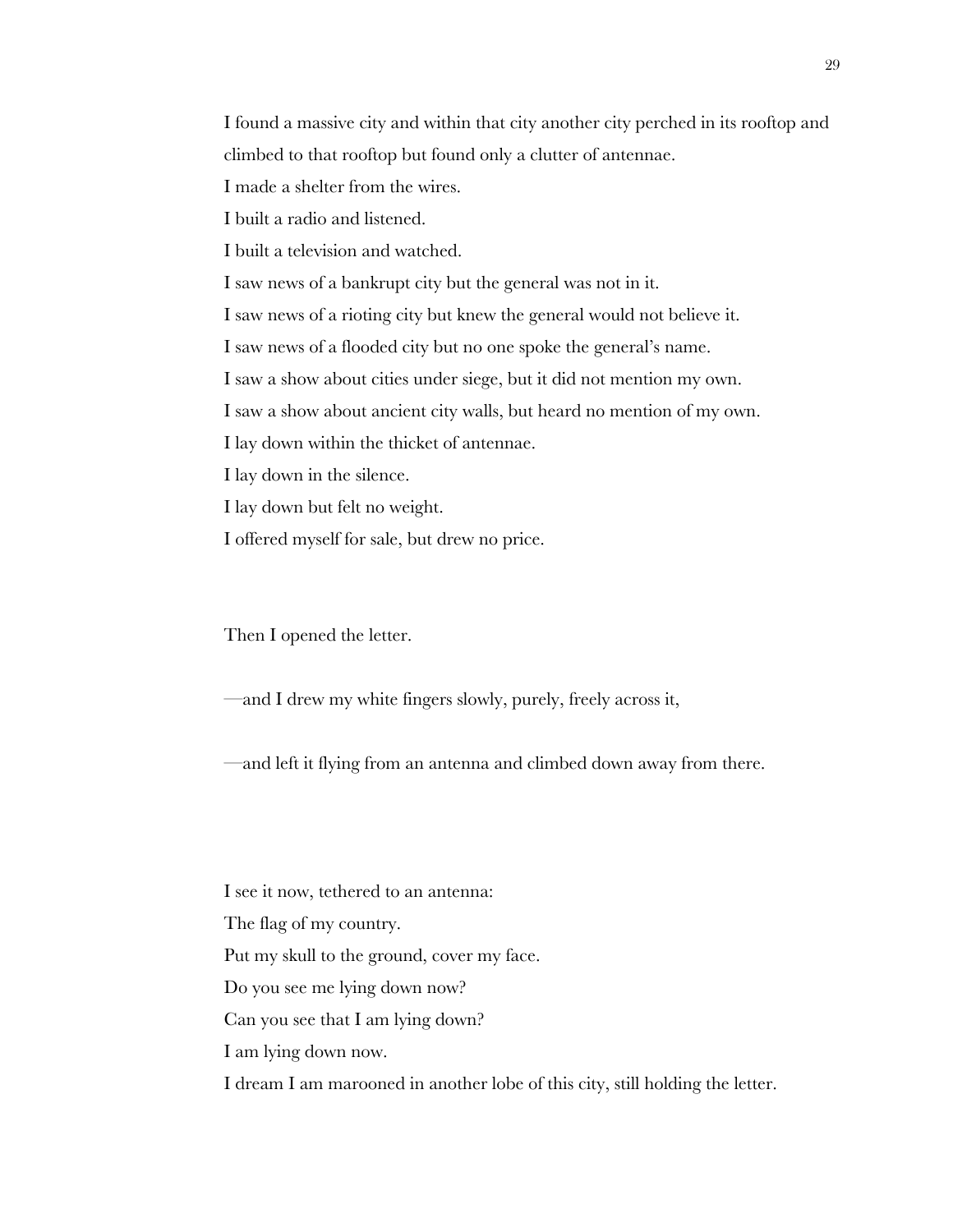I found a massive city and within that city another city perched in its rooftop and climbed to that rooftop but found only a clutter of antennae.

I made a shelter from the wires.

I built a radio and listened.

I built a television and watched.

I saw news of a bankrupt city but the general was not in it.

I saw news of a rioting city but knew the general would not believe it.

I saw news of a flooded city but no one spoke the general's name.

I saw a show about cities under siege, but it did not mention my own.

I saw a show about ancient city walls, but heard no mention of my own.

I lay down within the thicket of antennae.

I lay down in the silence.

I lay down but felt no weight.

I offered myself for sale, but drew no price.

Then I opened the letter.

—and I drew my white fingers slowly, purely, freely across it,

—and left it flying from an antenna and climbed down away from there.

I see it now, tethered to an antenna:

The flag of my country.

Put my skull to the ground, cover my face.

Do you see me lying down now?

Can you see that I am lying down?

I am lying down now.

I dream I am marooned in another lobe of this city, still holding the letter.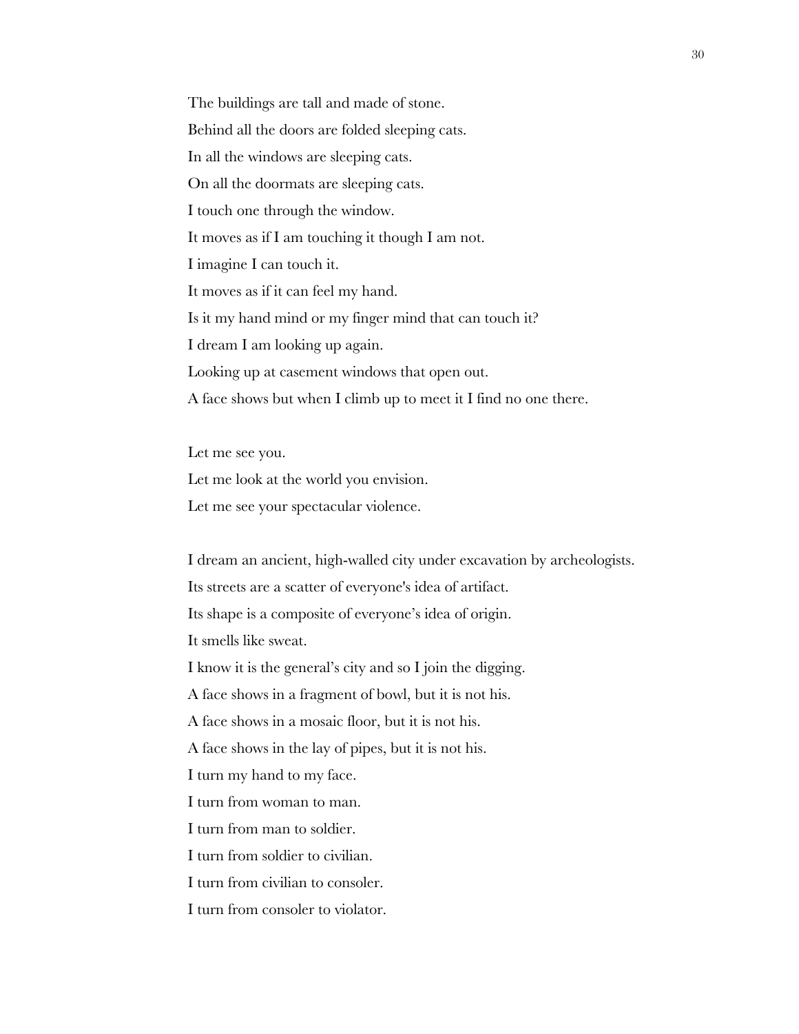The buildings are tall and made of stone.  
Behind all the doors are folded sleeping cats.  
In all the windows are sleeping cats.  
On all the doormats are sleeping cats.  
I touch one through the window.  
It moves as if I am touching it though I am not.  
I imagine I can touch it.  
It moves as if it can feel my hand.  
Is it my hand mind or my finger mind that can touch it?  
I dream I am looking up again.  
Looking up at casement windows that open out.  
A face shows but when I climb up to meet it I find no one there.

Let me see you.  
Let me look at the world you envision.  
Let me see your spectacular violence.

I dream an ancient, high-walled city under excavation by archeologists.  
Its streets are a scatter of everyone's idea of artifact.  
Its shape is a composite of everyone's idea of origin.  
It smells like sweat.  
I know it is the general's city and so I join the digging.  
A face shows in a fragment of bowl, but it is not his.  
A face shows in a mosaic floor, but it is not his.  
A face shows in the lay of pipes, but it is not his.  
I turn my hand to my face.  
I turn from woman to man.  
I turn from man to soldier.  
I turn from soldier to civilian.  
I turn from civilian to consoler.  
I turn from consoler to violator.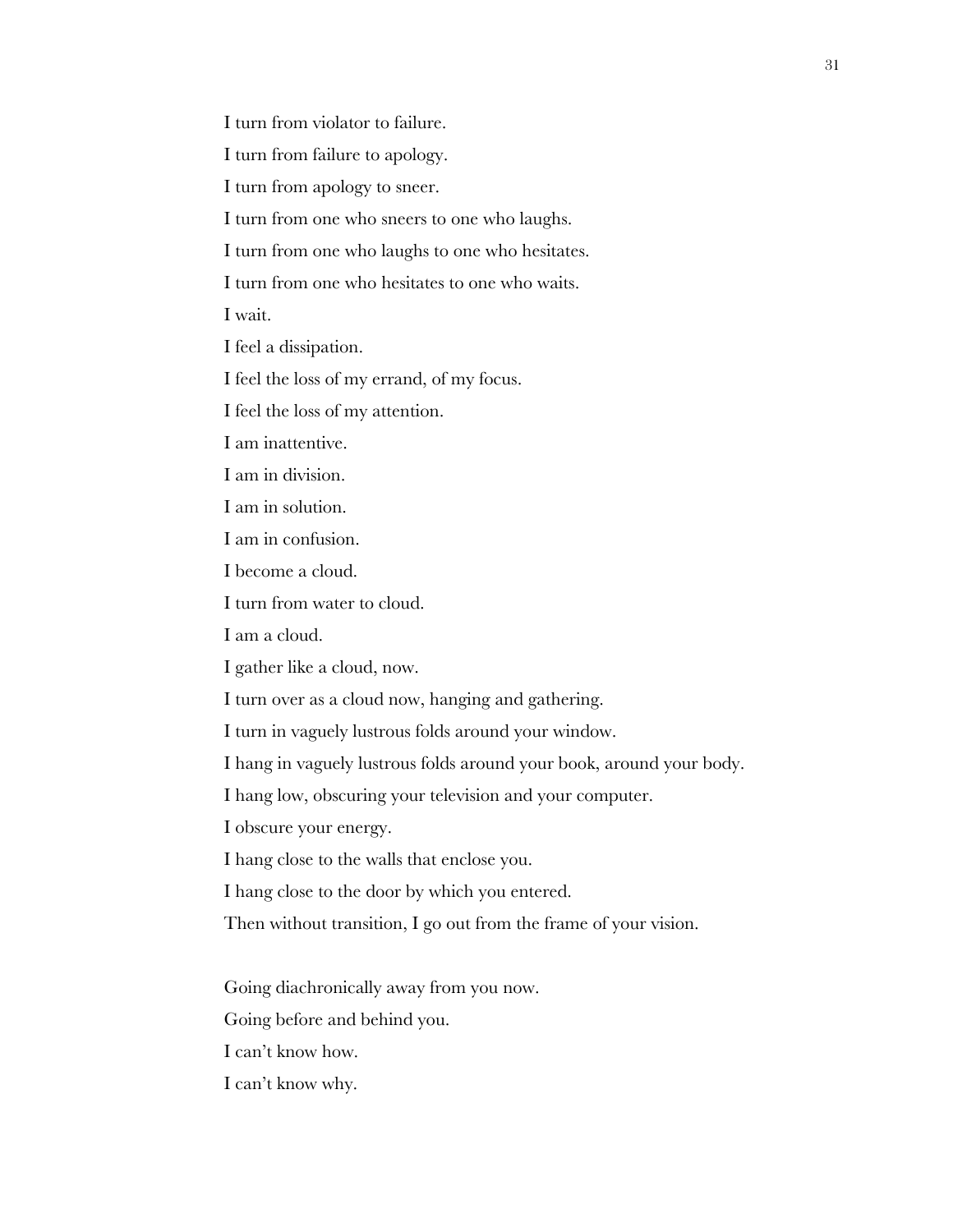I turn from violator to failure.

I turn from failure to apology.

I turn from apology to sneer.

I turn from one who sneers to one who laughs.

I turn from one who laughs to one who hesitates.

I turn from one who hesitates to one who waits.

I wait.

I feel a dissipation.

I feel the loss of my errand, of my focus.

I feel the loss of my attention.

I am inattentive.

I am in division.

I am in solution.

I am in confusion.

I become a cloud.

I turn from water to cloud.

I am a cloud.

I gather like a cloud, now.

I turn over as a cloud now, hanging and gathering.

I turn in vaguely lustrous folds around your window.

I hang in vaguely lustrous folds around your book, around your body.

I hang low, obscuring your television and your computer.

I obscure your energy.

I hang close to the walls that enclose you.

I hang close to the door by which you entered.

Then without transition, I go out from the frame of your vision.

Going diachronically away from you now.

Going before and behind you.

I can't know how.

I can't know why.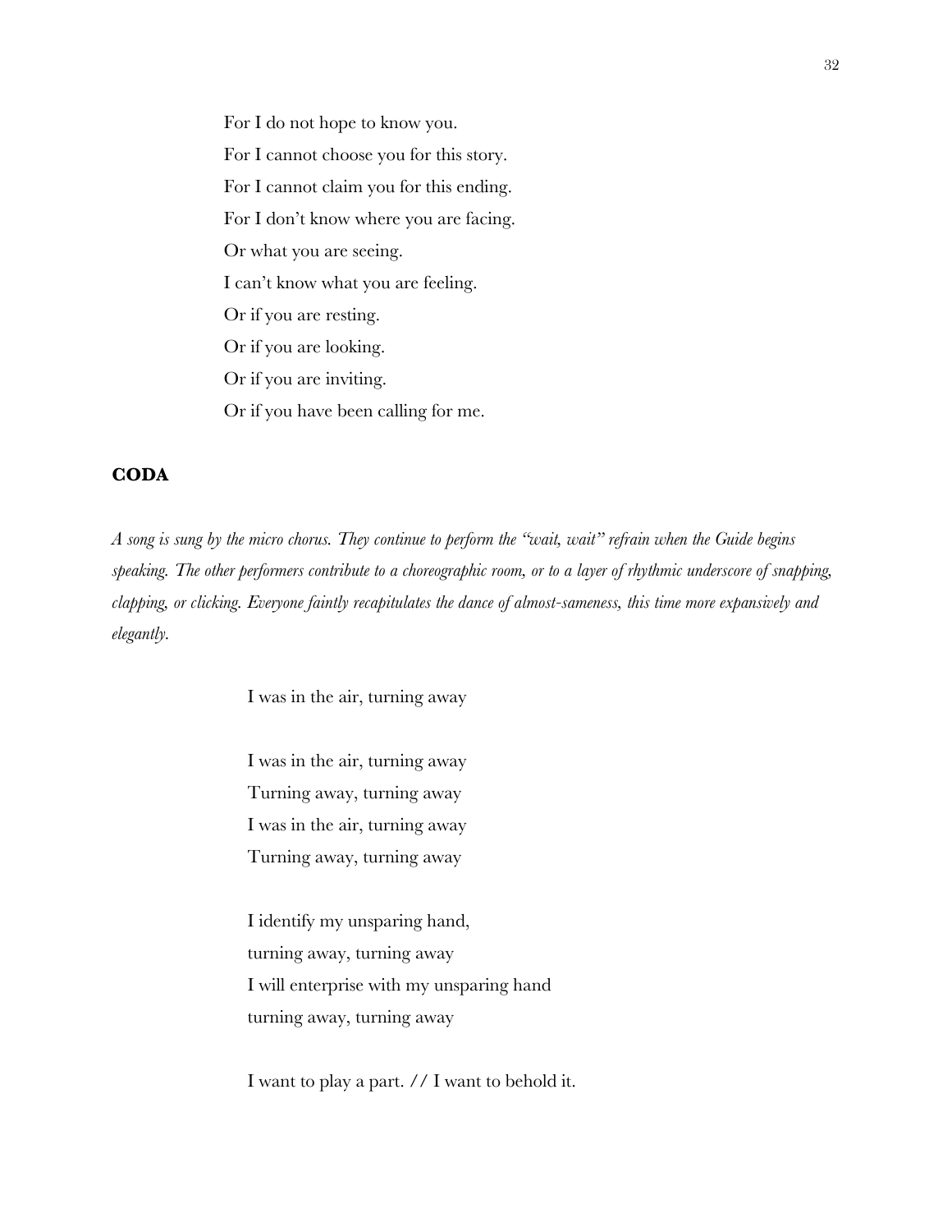For I do not hope to know you.  
For I cannot choose you for this story.  
For I cannot claim you for this ending.  
For I don't know where you are facing.  
Or what you are seeing.  
I can't know what you are feeling.  
Or if you are resting.  
Or if you are looking.  
Or if you are inviting.  
Or if you have been calling for me.

## CODA

*A song is sung by the micro chorus. They continue to perform the "wait, wait" refrain when the Guide begins speaking. The other performers contribute to a choreographic room, or to a layer of rhythmic underscore of snapping, clapping, or clicking. Everyone faintly recapitulates the dance of almost-sameness, this time more expansively and elegantly.*

I was in the air, turning away

I was in the air, turning away  
Turning away, turning away  
I was in the air, turning away  
Turning away, turning away

I identify my unsparing hand,  
turning away, turning away  
I will enterprise with my unsparing hand  
turning away, turning away

I want to play a part. // I want to behold it.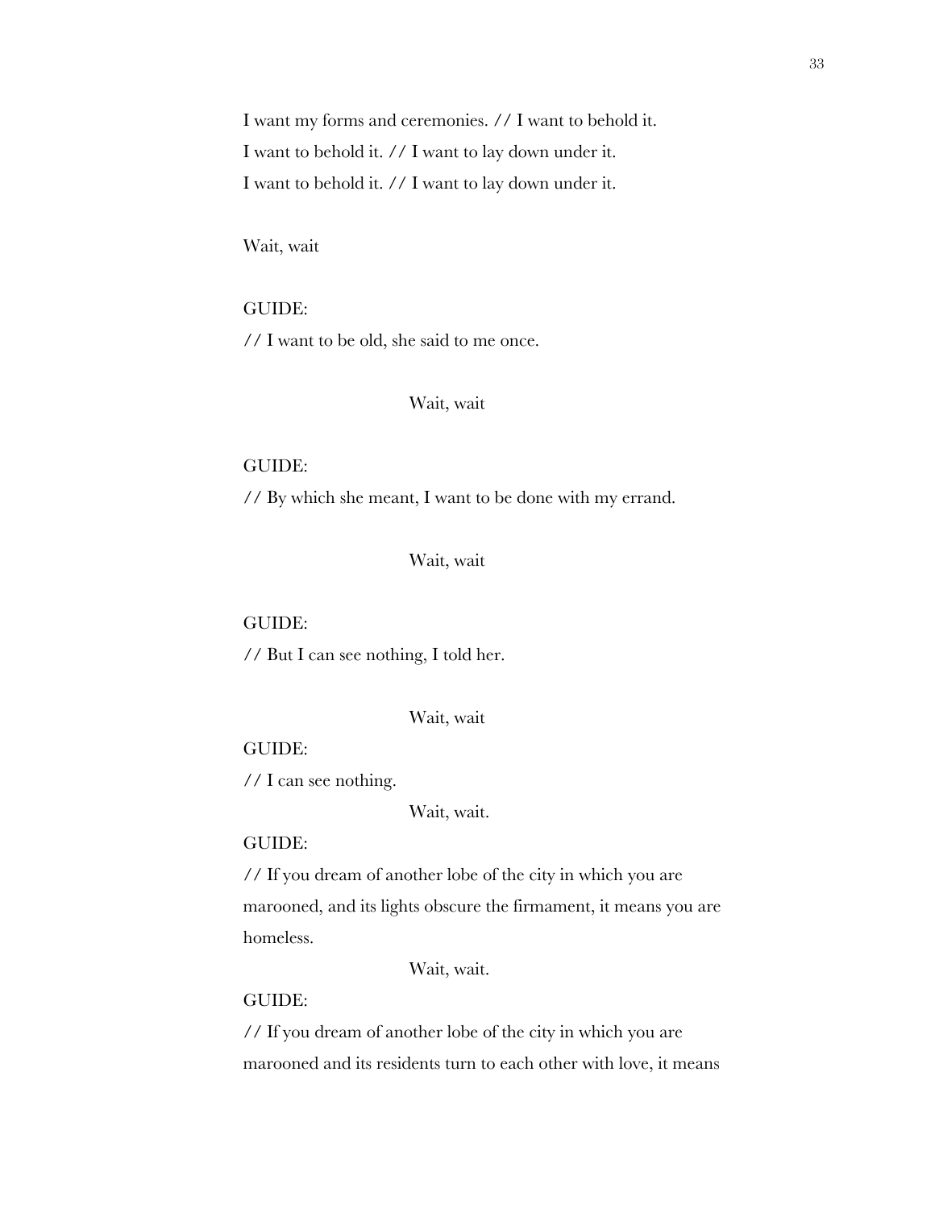I want my forms and ceremonies. // I want to behold it.
I want to behold it. // I want to lay down under it.
I want to behold it. // I want to lay down under it.

Wait, wait

GUIDE:

// I want to be old, she said to me once.

Wait, wait

GUIDE:

// By which she meant, I want to be done with my errand.

Wait, wait

GUIDE:

// But I can see nothing, I told her.

Wait, wait

GUIDE:

// I can see nothing.

Wait, wait.

GUIDE:

// If you dream of another lobe of the city in which you are marooned, and its lights obscure the firmament, it means you are homeless.

Wait, wait.

GUIDE:

// If you dream of another lobe of the city in which you are marooned and its residents turn to each other with love, it means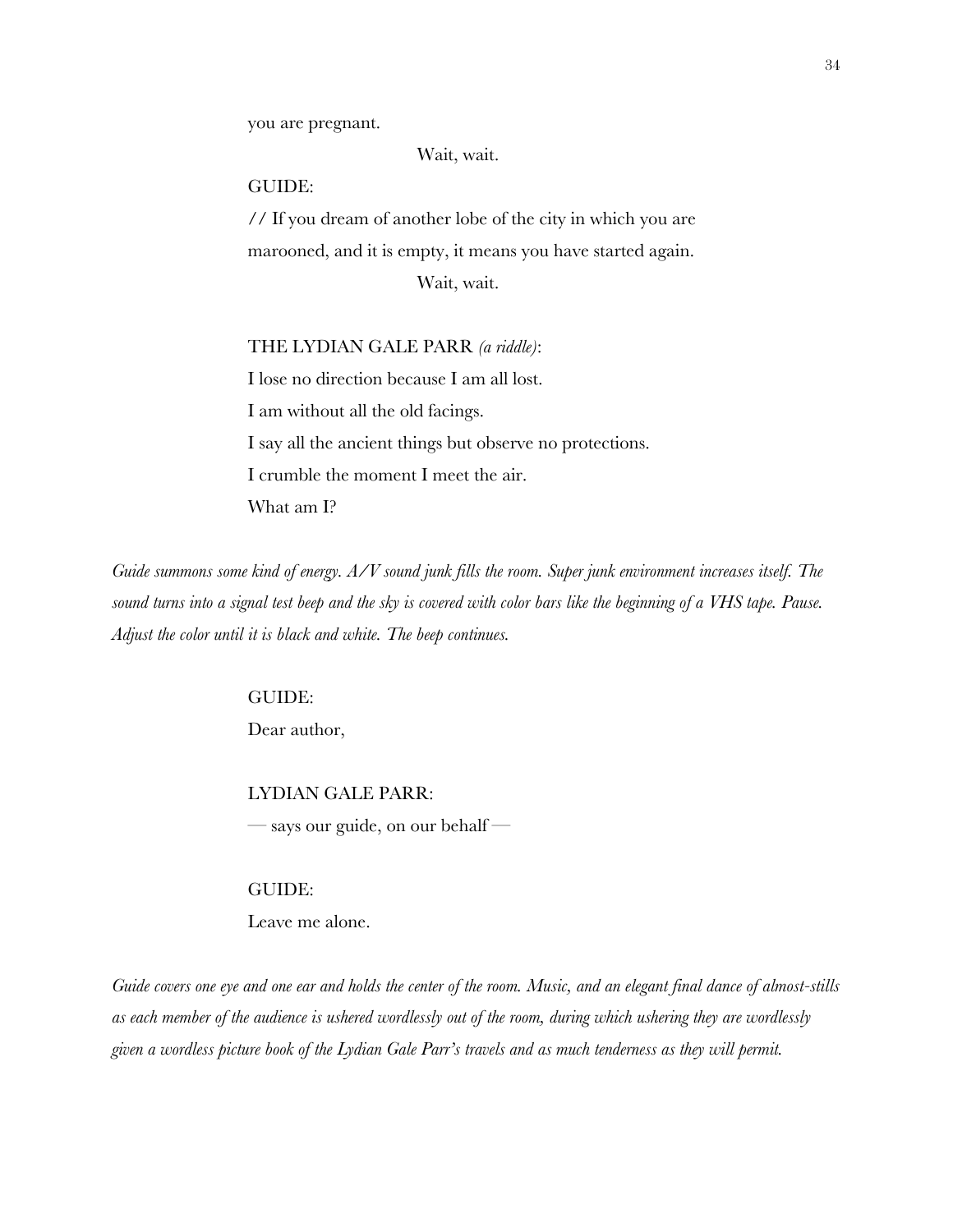you are pregnant.

Wait, wait.

GUIDE:

// If you dream of another lobe of the city in which you are marooned, and it is empty, it means you have started again.

Wait, wait.

THE LYDIAN GALE PARR *(a riddle)*:

I lose no direction because I am all lost.
I am without all the old facings.
I say all the ancient things but observe no protections.
I crumble the moment I meet the air.
What am I?

*Guide summons some kind of energy. A/V sound junk fills the room. Super junk environment increases itself. The sound turns into a signal test beep and the sky is covered with color bars like the beginning of a VHS tape. Pause. Adjust the color until it is black and white. The beep continues.*

GUIDE:

Dear author,

LYDIAN GALE PARR:

— says our guide, on our behalf —

GUIDE:

Leave me alone.

*Guide covers one eye and one ear and holds the center of the room. Music, and an elegant final dance of almost-stills as each member of the audience is ushered wordlessly out of the room, during which ushering they are wordlessly given a wordless picture book of the Lydian Gale Parr's travels and as much tenderness as they will permit.*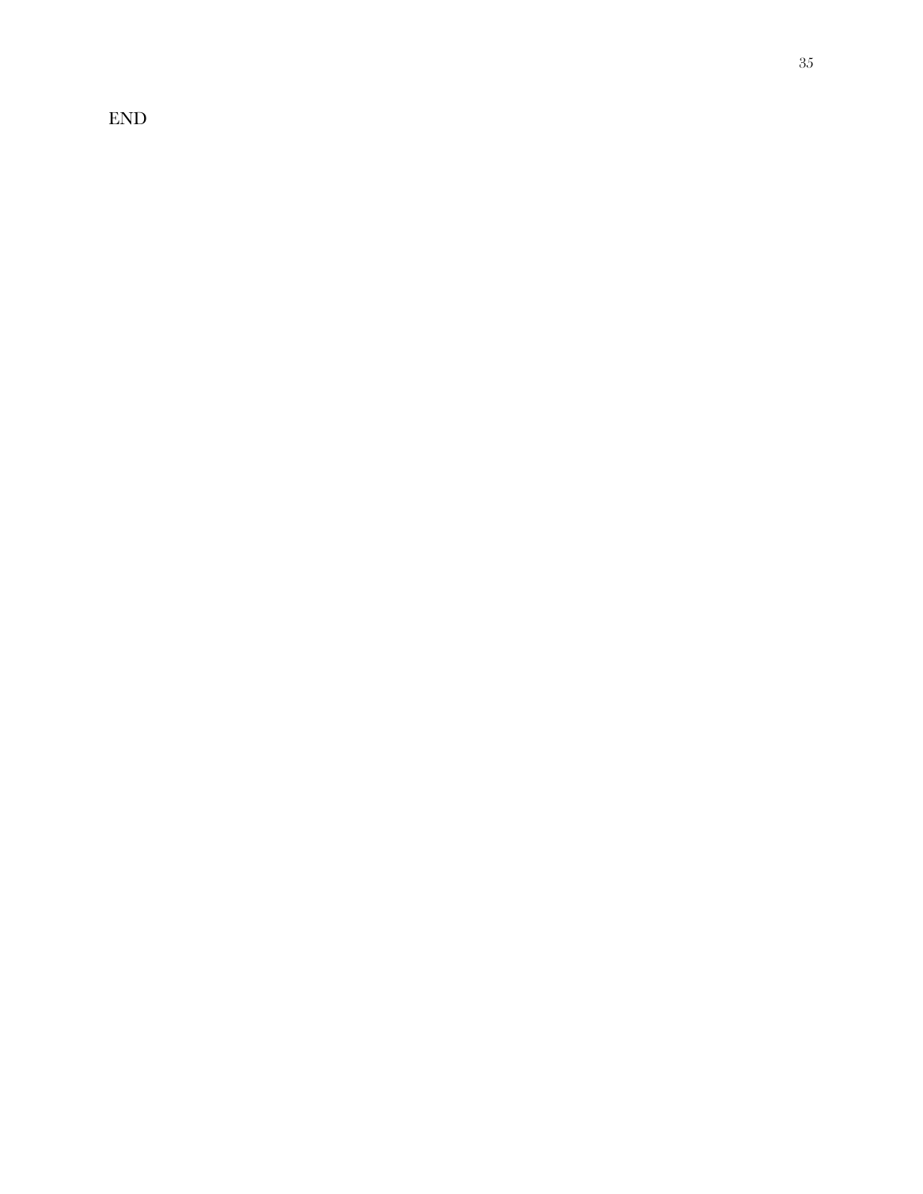END